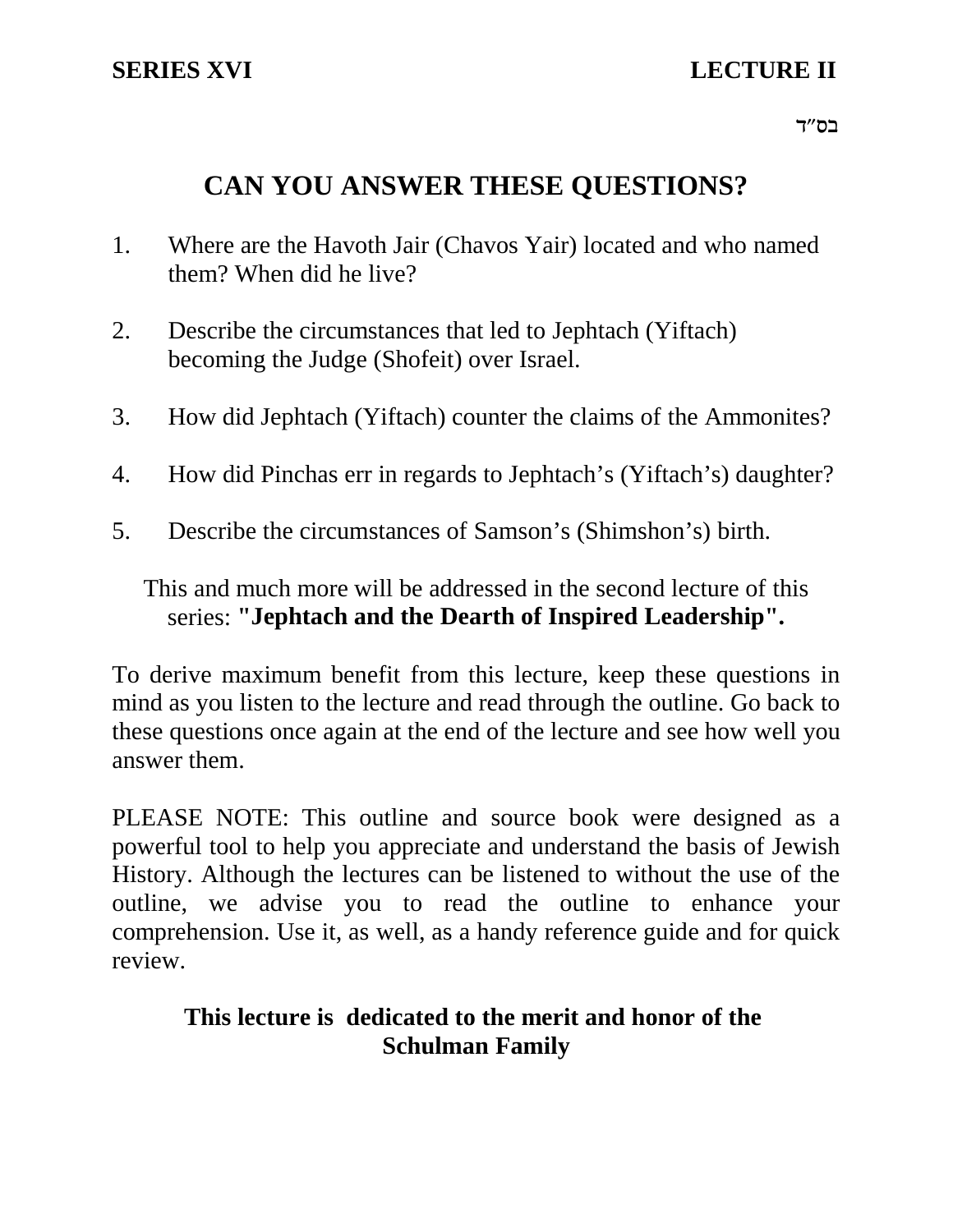בס"ד

# CAN YOU ANSWER THESE QUESTIONS?

1. Where are the Havoth Jair (Chavos Yair) located and who named them? When did he live?

2. Describe the circumstances that led to Jephtach (Yiftach) becoming the Judge (Shofeit) over Israel.

3. How did Jephtach (Yiftach) counter the claims of the Ammonites?

4. How did Pinchas err in regards to Jephtach's (Yiftach's) daughter?

5. Describe the circumstances of Samson's (Shimshon's) birth.

This and much more will be addressed in the second lecture of this series: **"Jephtach and the Dearth of Inspired Leadership".**

To derive maximum benefit from this lecture, keep these questions in mind as you listen to the lecture and read through the outline. Go back to these questions once again at the end of the lecture and see how well you answer them.

PLEASE NOTE: This outline and source book were designed as a powerful tool to help you appreciate and understand the basis of Jewish History. Although the lectures can be listened to without the use of the outline, we advise you to read the outline to enhance your comprehension. Use it, as well, as a handy reference guide and for quick review.

**This lecture is dedicated to the merit and honor of the Schulman Family**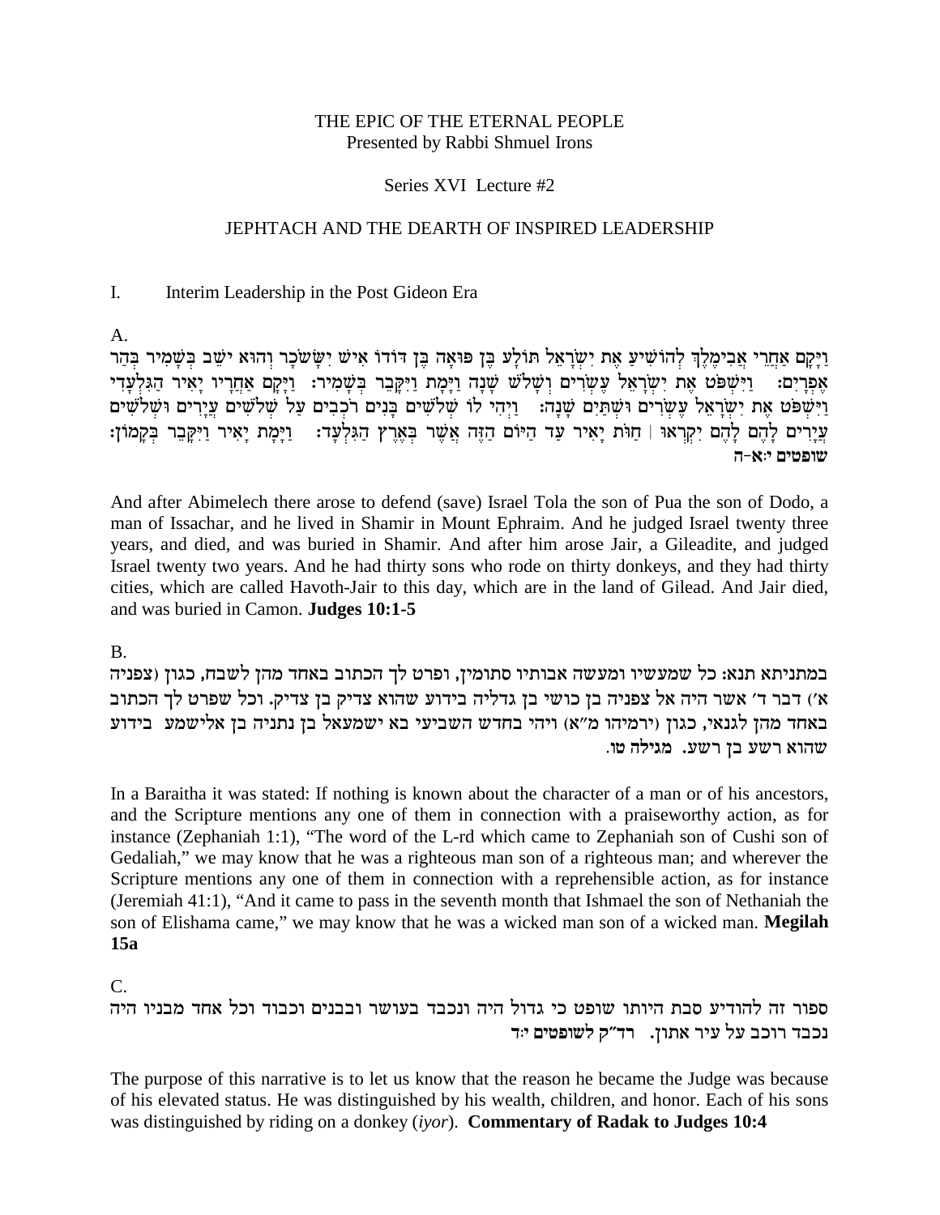THE EPIC OF THE ETERNAL PEOPLE
Presented by Rabbi Shmuel Irons

Series XVI Lecture #2

JEPHTACH AND THE DEARTH OF INSPIRED LEADERSHIP

I. Interim Leadership in the Post Gideon Era

A.

וַיָּקָם אַחֲרֵי אֲבִימֶלֶךְ לְהוֹשִׁיעַ אֶת יִשְׂרָאֵל תּוֹלָע בֶּן פּוּאָה בֶּן דּוֹדוֹ אִישׁ יִשָּׂשכָר וְהוּא יֹשֵׁב בְּשָׁמִיר בְּהַר אֶפְרָיִם: וַיִּשְׁפֹּט אֶת יִשְׂרָאֵל עֶשְׂרִים וְשָׁלֹשׁ שָׁנָה וַיָּמָת וַיִּקָּבֵר בְּשָׁמִיר: וַיָּקָם אַחֲרָיו יָאִיר הַגִּלְעָדִי וַיִּשְׁפֹּט אֶת יִשְׂרָאֵל עֶשְׂרִים וּשְׁתַּיִם שָׁנָה: וַיְהִי לוֹ שְׁלֹשִׁים בָּנִים רֹכְבִים עַל שְׁלֹשִׁים עֲיָרִים וּשְׁלֹשִׁים עֲיָרִים לָהֶם לָהֶם יִקְרְאוּ | חַוֹּת יָאִיר עַד הַיּוֹם הַזֶּה אֲשֶׁר בְּאֶרֶץ הַגִּלְעָד: וַיָּמָת יָאִיר וַיִּקָּבֵר בְּקָמוֹן:
**שופטים י:א-ה**

And after Abimelech there arose to defend (save) Israel Tola the son of Pua the son of Dodo, a man of Issachar, and he lived in Shamir in Mount Ephraim. And he judged Israel twenty three years, and died, and was buried in Shamir. And after him arose Jair, a Gileadite, and judged Israel twenty two years. And he had thirty sons who rode on thirty donkeys, and they had thirty cities, which are called Havoth-Jair to this day, which are in the land of Gilead. And Jair died, and was buried in Camon. **Judges 10:1-5**

B.

במתניתא תנא: כל שמעשיו ומעשה אבותיו סתומין, ופרט לך הכתוב באחד מהן לשבח, כגון (צפניה א׳) דבר ד׳ אשר היה אל צפניה בן כושי בן גדליה בידוע שהוא צדיק בן צדיק. וכל שפרט לך הכתוב באחד מהן לגנאי, כגון (ירמיהו מ״א) ויהי בחדש השביעי בא ישמעאל בן נתניה בן אלישמע בידוע שהוא רשע בן רשע. מגילה טו.

In a Baraitha it was stated: If nothing is known about the character of a man or of his ancestors, and the Scripture mentions any one of them in connection with a praiseworthy action, as for instance (Zephaniah 1:1), "The word of the L-rd which came to Zephaniah son of Cushi son of Gedaliah," we may know that he was a righteous man son of a righteous man; and wherever the Scripture mentions any one of them in connection with a reprehensible action, as for instance (Jeremiah 41:1), "And it came to pass in the seventh month that Ishmael the son of Nethaniah the son of Elishama came," we may know that he was a wicked man son of a wicked man. **Megilah 15a**

C.

ספור זה להודיע סבת היותו שופט כי גדול היה ונכבד בעושר ובבנים וכבוד וכל אחד מבניו היה נכבד רוכב על עיר אתון. רד״ק לשופטים י:ד

The purpose of this narrative is to let us know that the reason he became the Judge was because of his elevated status. He was distinguished by his wealth, children, and honor. Each of his sons was distinguished by riding on a donkey (*iyor*). **Commentary of Radak to Judges 10:4**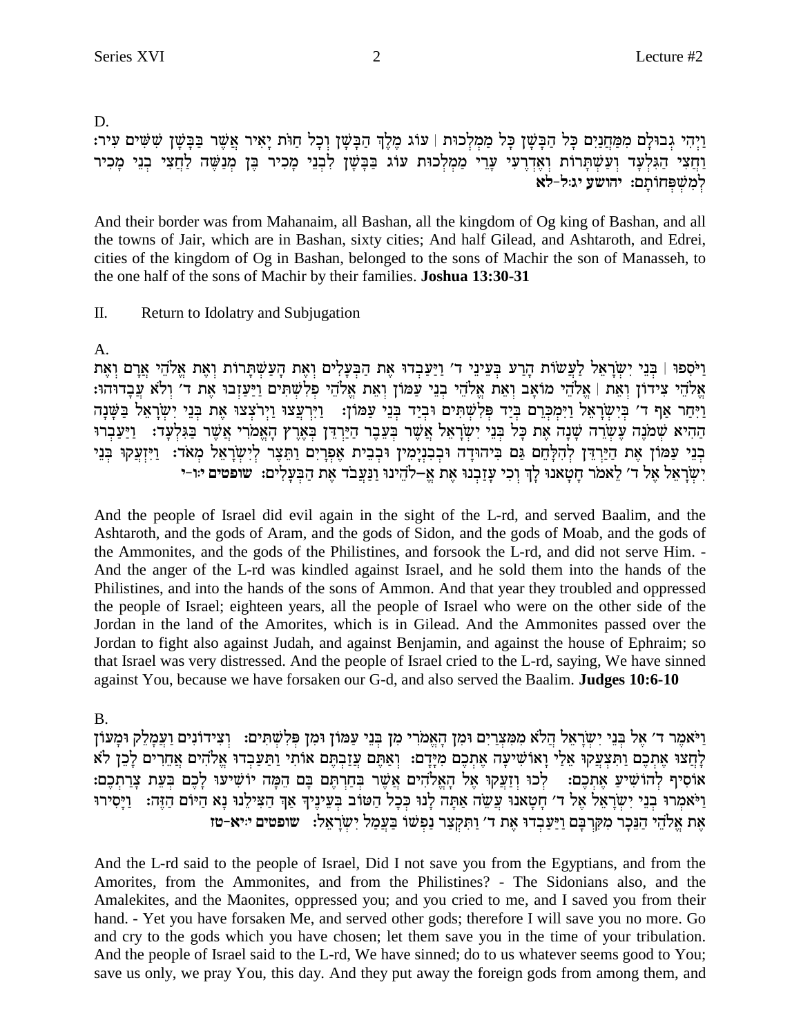D.

וַיְהִי גְבוּלָם מִמַּחֲנַיִם כָּל הַבָּשָׁן כָּל מַמְלְכוּת | עוֹג מֶלֶךְ הַבָּשָׁן וְכָל חַוֹּת יָאִיר אֲשֶׁר בַּבָּשָׁן שִׁשִּׁים עִיר: וַחֲצִי הַגִּלְעָד וְעַשְׁתָּרוֹת וְאֶדְרֶעִי עָרֵי מַמְלְכוּת עוֹג בַּבָּשָׁן לִבְנֵי מָכִיר בֶּן מְנַשֶּׁה לַחֲצִי בְנֵי מָכִיר לְמִשְׁפְּחוֹתָם: **יהושע יג:ל-לא**

And their border was from Mahanaim, all Bashan, all the kingdom of Og king of Bashan, and all the towns of Jair, which are in Bashan, sixty cities; And half Gilead, and Ashtaroth, and Edrei, cities of the kingdom of Og in Bashan, belonged to the sons of Machir the son of Manasseh, to the one half of the sons of Machir by their families. **Joshua 13:30-31**

II. Return to Idolatry and Subjugation

A.

וַיֹּסִפוּ | בְּנֵי יִשְׂרָאֵל לַעֲשׂוֹת הָרַע בְּעֵינֵי ד׳ וַיַּעַבְדוּ אֶת הַבְּעָלִים וְאֶת הָעַשְׁתָּרוֹת וְאֶת אֱלֹהֵי אֲרָם וְאֶת אֱלֹהֵי צִידוֹן וְאֵת | אֱלֹהֵי מוֹאָב וְאֵת אֱלֹהֵי בְנֵי עַמּוֹן וְאֵת אֱלֹהֵי פְלִשְׁתִּים וַיַּעַזְבוּ אֶת ד׳ וְלֹא עֲבָדוּהוּ: וַיִּחַר אַף ד׳ בְּיִשְׂרָאֵל וַיִּמְכְּרֵם בְּיַד פְּלִשְׁתִּים וּבְיַד בְּנֵי עַמּוֹן: וַיִּרְעֲצוּ וַיְרֹצְצוּ אֶת בְּנֵי יִשְׂרָאֵל בַּשָּׁנָה הַהִיא שְׁמֹנֶה עֶשְׂרֵה שָׁנָה אֶת כָּל בְּנֵי יִשְׂרָאֵל אֲשֶׁר בְּעֵבֶר הַיַּרְדֵּן בְּאֶרֶץ הָאֱמֹרִי אֲשֶׁר בַּגִּלְעָד: וַיַּעַבְרוּ בְנֵי עַמּוֹן אֶת הַיַּרְדֵּן לְהִלָּחֵם גַּם בִּיהוּדָה וּבְבִנְיָמִין וּבְבֵית אֶפְרָיִם וַתֵּצֶר לְיִשְׂרָאֵל מְאֹד: וַיִּזְעֲקוּ בְּנֵי יִשְׂרָאֵל אֶל ד׳ לֵאמֹר חָטָאנוּ לָךְ וְכִי עָזַבְנוּ אֶת אֱ–לֹהֵינוּ וַנַּעֲבֹד אֶת הַבְּעָלִים: **שופטים י:ו-י**

And the people of Israel did evil again in the sight of the L-rd, and served Baalim, and the Ashtaroth, and the gods of Aram, and the gods of Sidon, and the gods of Moab, and the gods of the Ammonites, and the gods of the Philistines, and forsook the L-rd, and did not serve Him. - And the anger of the L-rd was kindled against Israel, and he sold them into the hands of the Philistines, and into the hands of the sons of Ammon. And that year they troubled and oppressed the people of Israel; eighteen years, all the people of Israel who were on the other side of the Jordan in the land of the Amorites, which is in Gilead. And the Ammonites passed over the Jordan to fight also against Judah, and against Benjamin, and against the house of Ephraim; so that Israel was very distressed. And the people of Israel cried to the L-rd, saying, We have sinned against You, because we have forsaken our G-d, and also served the Baalim. **Judges 10:6-10**

B.

וַיֹּאמֶר ד׳ אֶל בְּנֵי יִשְׂרָאֵל הֲלֹא מִמִּצְרַיִם וּמִן הָאֱמֹרִי מִן בְּנֵי עַמּוֹן וּמִן פְּלִשְׁתִּים: וְצִידוֹנִים וַעֲמָלֵק וּמָעוֹן לָחֲצוּ אֶתְכֶם וַתִּצְעֲקוּ אֵלַי וָאוֹשִׁיעָה אֶתְכֶם מִיָּדָם: וְאַתֶּם עֲזַבְתֶּם אוֹתִי וַתַּעַבְדוּ אֱלֹהִים אֲחֵרִים לָכֵן לֹא אוֹסִיף לְהוֹשִׁיעַ אֶתְכֶם: לְכוּ וְזַעֲקוּ אֶל הָאֱלֹהִים אֲשֶׁר בְּחַרְתֶּם בָּם הֵמָּה יוֹשִׁיעוּ לָכֶם בְּעֵת צָרַתְכֶם: וַיֹּאמְרוּ בְנֵי יִשְׂרָאֵל אֶל ד׳ חָטָאנוּ עֲשֵׂה אַתָּה לָנוּ כְּכָל הַטּוֹב בְּעֵינֶיךָ אַךְ הַצִּילֵנוּ נָא הַיּוֹם הַזֶּה: וַיָּסִירוּ אֶת אֱלֹהֵי הַנֵּכָר מִקִּרְבָּם וַיַּעַבְדוּ אֶת ד׳ וַתִּקְצַר נַפְשׁוֹ בַּעֲמַל יִשְׂרָאֵל: **שופטים י:יא-טז**

And the L-rd said to the people of Israel, Did I not save you from the Egyptians, and from the Amorites, from the Ammonites, and from the Philistines? - The Sidonians also, and the Amalekites, and the Maonites, oppressed you; and you cried to me, and I saved you from their hand. - Yet you have forsaken Me, and served other gods; therefore I will save you no more. Go and cry to the gods which you have chosen; let them save you in the time of your tribulation. And the people of Israel said to the L-rd, We have sinned; do to us whatever seems good to You; save us only, we pray You, this day. And they put away the foreign gods from among them, and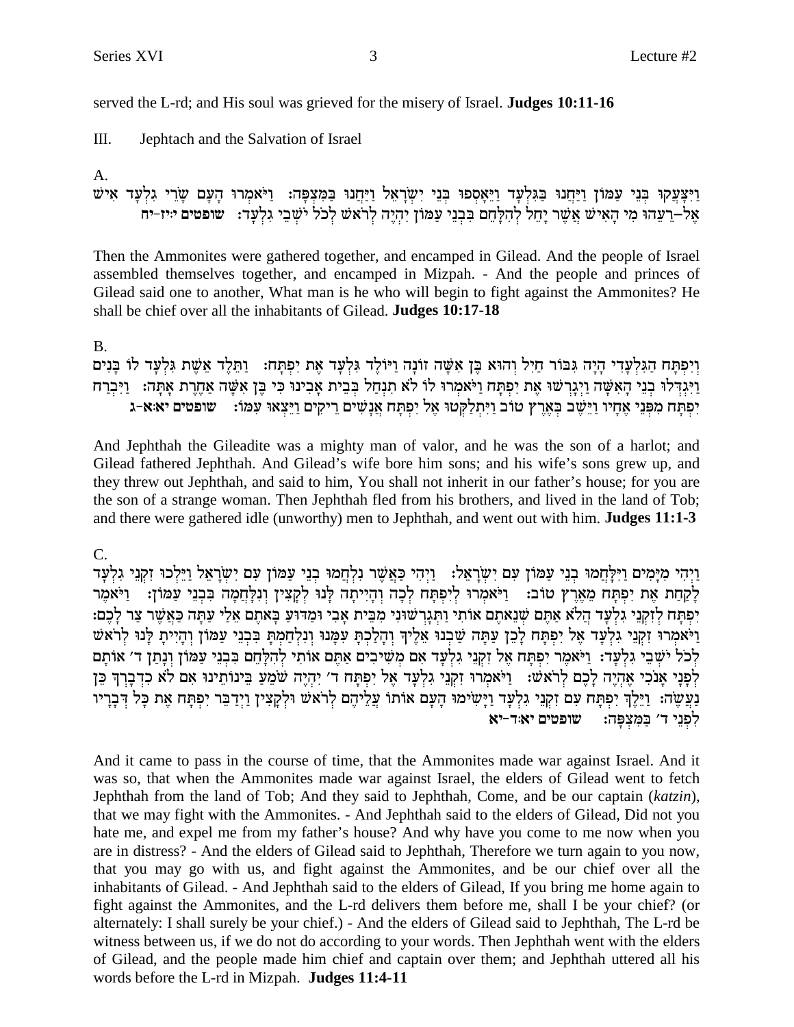served the L-rd; and His soul was grieved for the misery of Israel. **Judges 10:11-16**

III. Jephtach and the Salvation of Israel

A.

וַיִּצָּעֲקוּ בְּנֵי עַמּוֹן וַיַּחֲנוּ בַּגִּלְעָד וַיֵּאָסְפוּ בְּנֵי יִשְׂרָאֵל וַיַּחֲנוּ בַּמִּצְפָּה: וַיֹּאמְרוּ הָעָם שָׂרֵי גִלְעָד אִישׁ אֶל–רֵעֵהוּ מִי הָאִישׁ אֲשֶׁר יָחֵל לְהִלָּחֵם בִּבְנֵי עַמּוֹן יִהְיֶה לְרֹאשׁ לְכֹל יֹשְׁבֵי גִלְעָד: **שופטים י:יז-יח**

Then the Ammonites were gathered together, and encamped in Gilead. And the people of Israel assembled themselves together, and encamped in Mizpah. - And the people and princes of Gilead said one to another, What man is he who will begin to fight against the Ammonites? He shall be chief over all the inhabitants of Gilead. **Judges 10:17-18**

B.

וְיִפְתָּח הַגִּלְעָדִי הָיָה גִּבּוֹר חַיִל וְהוּא בֶּן אִשָּׁה זוֹנָה וַיּוֹלֶד גִּלְעָד אֶת יִפְתָּח: וַתֵּלֶד אֵשֶׁת גִּלְעָד לוֹ בָּנִים וַיִּגְדְּלוּ בְנֵי הָאִשָּׁה וַיְגָרְשׁוּ אֶת יִפְתָּח וַיֹּאמְרוּ לוֹ לֹא תִנְחַל בְּבֵית אָבִינוּ כִּי בֶּן אִשָּׁה אַחֶרֶת אָתָּה: וַיִּבְרַח יִפְתָּח מִפְּנֵי אֶחָיו וַיֵּשֶׁב בְּאֶרֶץ טוֹב וַיִּתְלַקְּטוּ אֶל יִפְתָּח אֲנָשִׁים רֵיקִים וַיֵּצְאוּ עִמּוֹ: **שופטים יא:א-ג**

And Jephthah the Gileadite was a mighty man of valor, and he was the son of a harlot; and Gilead fathered Jephthah. And Gilead's wife bore him sons; and his wife's sons grew up, and they threw out Jephthah, and said to him, You shall not inherit in our father's house; for you are the son of a strange woman. Then Jephthah fled from his brothers, and lived in the land of Tob; and there were gathered idle (unworthy) men to Jephthah, and went out with him. **Judges 11:1-3**

C.

וַיְהִי מִיָּמִים וַיִּלָּחֲמוּ בְנֵי עַמּוֹן עִם יִשְׂרָאֵל: וַיְהִי כַּאֲשֶׁר נִלְחֲמוּ בְנֵי עַמּוֹן עִם יִשְׂרָאֵל וַיֵּלְכוּ זִקְנֵי גִלְעָד לָקַחַת אֶת יִפְתָּח מֵאֶרֶץ טוֹב: וַיֹּאמְרוּ לְיִפְתָּח לְכָה וְהָיִיתָה לָּנוּ לְקָצִין וְנִלָּחֲמָה בִּבְנֵי עַמּוֹן: וַיֹּאמֶר יִפְתָּח לְזִקְנֵי גִלְעָד הֲלֹא אַתֶּם שְׂנֵאתֶם אוֹתִי וַתְּגָרְשׁוּנִי מִבֵּית אָבִי וּמַדּוּעַ בָּאתֶם אֵלַי עַתָּה כַּאֲשֶׁר צַר לָכֶם: וַיֹּאמְרוּ זִקְנֵי גִלְעָד אֶל יִפְתָּח לָכֵן עַתָּה שַׁבְנוּ אֵלֶיךָ וְהָלַכְתָּ עִמָּנוּ וְנִלְחַמְתָּ בִּבְנֵי עַמּוֹן וְהָיִיתָ לָּנוּ לְרֹאשׁ לְכֹל יֹשְׁבֵי גִלְעָד: וַיֹּאמֶר יִפְתָּח אֶל זִקְנֵי גִלְעָד אִם מְשִׁיבִים אַתֶּם אוֹתִי לְהִלָּחֵם בִּבְנֵי עַמּוֹן וְנָתַן ד׳ אוֹתָם לְפָנָי אָנֹכִי אֶהְיֶה לָכֶם לְרֹאשׁ: וַיֹּאמְרוּ זִקְנֵי גִלְעָד אֶל יִפְתָּח ד׳ יִהְיֶה שֹׁמֵעַ בֵּינוֹתֵינוּ אִם לֹא כִדְבָרְךָ כֵּן נַעֲשֶׂה: וַיֵּלֶךְ יִפְתָּח עִם זִקְנֵי גִלְעָד וַיָּשִׂימוּ הָעָם אוֹתוֹ עֲלֵיהֶם לְרֹאשׁ וּלְקָצִין וַיְדַבֵּר יִפְתָּח אֶת כָּל דְּבָרָיו לִפְנֵי ד׳ בַּמִּצְפָּה: **שופטים יא:ד-יא**

And it came to pass in the course of time, that the Ammonites made war against Israel. And it was so, that when the Ammonites made war against Israel, the elders of Gilead went to fetch Jephthah from the land of Tob; And they said to Jephthah, Come, and be our captain (*katzin*), that we may fight with the Ammonites. - And Jephthah said to the elders of Gilead, Did not you hate me, and expel me from my father's house? And why have you come to me now when you are in distress? - And the elders of Gilead said to Jephthah, Therefore we turn again to you now, that you may go with us, and fight against the Ammonites, and be our chief over all the inhabitants of Gilead. - And Jephthah said to the elders of Gilead, If you bring me home again to fight against the Ammonites, and the L-rd delivers them before me, shall I be your chief? (or alternately: I shall surely be your chief.) - And the elders of Gilead said to Jephthah, The L-rd be witness between us, if we do not do according to your words. Then Jephthah went with the elders of Gilead, and the people made him chief and captain over them; and Jephthah uttered all his words before the L-rd in Mizpah. **Judges 11:4-11**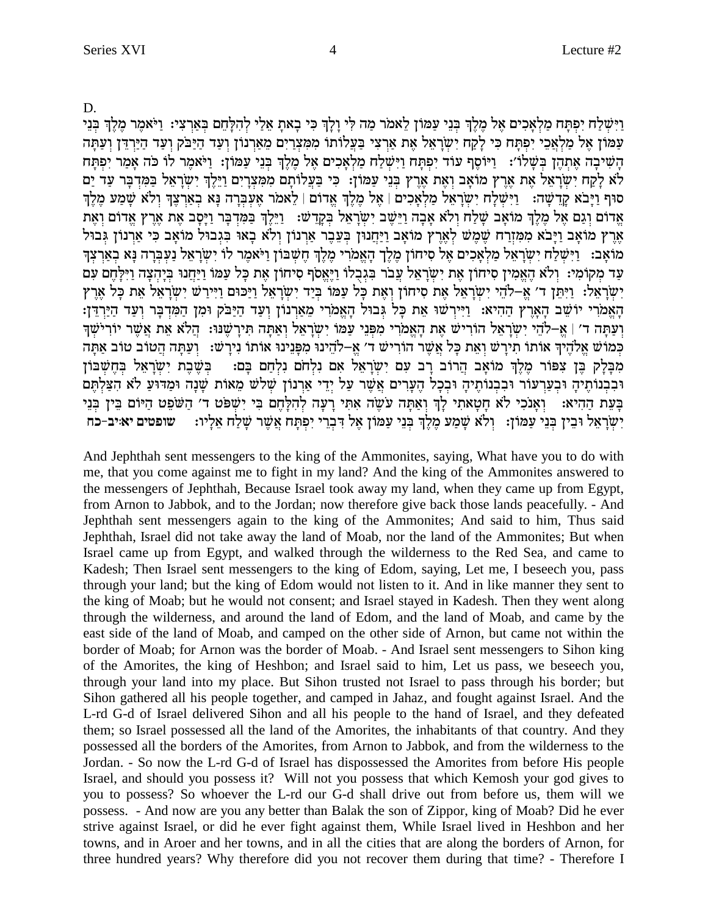D.

וַיִּשְׁלַח יִפְתָּח מַלְאָכִים אֶל מֶלֶךְ בְּנֵי עַמּוֹן לֵאמֹר מַה לִּי וָלָךְ כִּי בָאתָ אֵלַי לְהִלָּחֵם בְּאַרְצִי: וַיֹּאמֶר מֶלֶךְ בְּנֵי עַמּוֹן אֶל מַלְאֲכֵי יִפְתָּח כִּי לָקַח יִשְׂרָאֵל אֶת אַרְצִי בַּעֲלוֹתוֹ מִמִּצְרַיִם מֵאַרְנוֹן וְעַד הַיַּבֹּק וְעַד הַיַּרְדֵּן וְעַתָּה הָשִׁיבָה אֶתְהֶן בְּשָׁלוֹם: וַיּוֹסֶף עוֹד יִפְתָּח וַיִּשְׁלַח מַלְאָכִים אֶל מֶלֶךְ בְּנֵי עַמּוֹן: וַיֹּאמֶר לוֹ כֹּה אָמַר יִפְתָּח לֹא לָקַח יִשְׂרָאֵל אֶת אֶרֶץ מוֹאָב וְאֶת אֶרֶץ בְּנֵי עַמּוֹן: כִּי בַּעֲלוֹתָם מִמִּצְרָיִם וַיֵּלֶךְ יִשְׂרָאֵל בַּמִּדְבָּר עַד יַם סוּף וַיָּבֹא קָדֵשָׁה: וַיִּשְׁלַח יִשְׂרָאֵל מַלְאָכִים | אֶל מֶלֶךְ אֱדוֹם | לֵאמֹר אֶעְבְּרָה נָּא בְאַרְצֶךָ וְלֹא שָׁמַע מֶלֶךְ אֱדוֹם וְגַם אֶל מֶלֶךְ מוֹאָב שָׁלַח וְלֹא אָבָה וַיֵּשֶׁב יִשְׂרָאֵל בְּקָדֵשׁ: וַיֵּלֶךְ בַּמִּדְבָּר וַיָּסָב אֶת אֶרֶץ אֱדוֹם וְאֶת אֶרֶץ מוֹאָב וַיָּבֹא מִמִּזְרַח שֶׁמֶשׁ לְאֶרֶץ מוֹאָב וַיַּחֲנוּן בְּעֵבֶר אַרְנוֹן וְלֹא בָאוּ בִּגְבוּל מוֹאָב כִּי אַרְנוֹן גְּבוּל מוֹאָב: וַיִּשְׁלַח יִשְׂרָאֵל מַלְאָכִים אֶל סִיחוֹן מֶלֶךְ הָאֱמֹרִי מֶלֶךְ חֶשְׁבּוֹן וַיֹּאמֶר לוֹ יִשְׂרָאֵל נַעְבְּרָה נָּא בְאַרְצְךָ עַד מְקוֹמִי: וְלֹא הֶאֱמִין סִיחוֹן אֶת יִשְׂרָאֵל עֲבֹר בִּגְבֻלוֹ וַיֶּאֱסֹף סִיחוֹן אֶת כָּל עַמּוֹ וַיַּחֲנוּ בְּיָהְצָה וַיִּלָּחֶם עִם יִשְׂרָאֵל: וַיִּתֵּן ד׳ אֱ–לֹהֵי יִשְׂרָאֵל אֶת סִיחוֹן וְאֶת כָּל עַמּוֹ בְּיַד יִשְׂרָאֵל וַיַּכּוּם וַיִּירַשׁ יִשְׂרָאֵל אֵת כָּל אֶרֶץ הָאֱמֹרִי יוֹשֵׁב הָאָרֶץ הַהִיא: וַיִּירְשׁוּ אֵת כָּל גְּבוּל הָאֱמֹרִי מֵאַרְנוֹן וְעַד הַיַּבֹּק וּמִן הַמִּדְבָּר וְעַד הַיַּרְדֵּן: וְעַתָּה ד׳ | אֱ–לֹהֵי יִשְׂרָאֵל הוֹרִישׁ אֶת הָאֱמֹרִי מִפְּנֵי עַמּוֹ יִשְׂרָאֵל וְאַתָּה תִּירָשֶׁנּוּ: הֲלֹא אֵת אֲשֶׁר יוֹרִישְׁךָ כְּמוֹשׁ אֱלֹהֶיךָ אוֹתוֹ תִירָשׁ וְאֵת כָּל אֲשֶׁר הוֹרִישׁ ד׳ אֱ–לֹהֵינוּ מִפָּנֵינוּ אוֹתוֹ נִירָשׁ: וְעַתָּה הֲטוֹב טוֹב אַתָּה מִבָּלָק בֶּן צִפּוֹר מֶלֶךְ מוֹאָב הֲרוֹב רָב עִם יִשְׂרָאֵל אִם נִלְחֹם נִלְחַם בָּם: בְּשֶׁבֶת יִשְׂרָאֵל בְּחֶשְׁבּוֹן וּבִבְנוֹתֶיהָ וּבְעַרְעוֹר וּבִבְנוֹתֶיהָ וּבְכָל הֶעָרִים אֲשֶׁר עַל יְדֵי אַרְנוֹן שְׁלֹשׁ מֵאוֹת שָׁנָה וּמַדּוּעַ לֹא הִצַּלְתֶּם בָּעֵת הַהִיא: וְאָנֹכִי לֹא חָטָאתִי לָךְ וְאַתָּה עֹשֶׂה אִתִּי רָעָה לְהִלָּחֶם בִּי יִשְׁפֹּט ד׳ הַשֹּׁפֵט הַיּוֹם בֵּין בְּנֵי יִשְׂרָאֵל וּבֵין בְּנֵי עַמּוֹן: וְלֹא שָׁמַע מֶלֶךְ בְּנֵי עַמּוֹן אֶל דִּבְרֵי יִפְתָּח אֲשֶׁר שָׁלַח אֵלָיו: **שופטים יא:יב-כח**

And Jephthah sent messengers to the king of the Ammonites, saying, What have you to do with me, that you come against me to fight in my land? And the king of the Ammonites answered to the messengers of Jephthah, Because Israel took away my land, when they came up from Egypt, from Arnon to Jabbok, and to the Jordan; now therefore give back those lands peacefully. - And Jephthah sent messengers again to the king of the Ammonites; And said to him, Thus said Jephthah, Israel did not take away the land of Moab, nor the land of the Ammonites; But when Israel came up from Egypt, and walked through the wilderness to the Red Sea, and came to Kadesh; Then Israel sent messengers to the king of Edom, saying, Let me, I beseech you, pass through your land; but the king of Edom would not listen to it. And in like manner they sent to the king of Moab; but he would not consent; and Israel stayed in Kadesh. Then they went along through the wilderness, and around the land of Edom, and the land of Moab, and came by the east side of the land of Moab, and camped on the other side of Arnon, but came not within the border of Moab; for Arnon was the border of Moab. - And Israel sent messengers to Sihon king of the Amorites, the king of Heshbon; and Israel said to him, Let us pass, we beseech you, through your land into my place. But Sihon trusted not Israel to pass through his border; but Sihon gathered all his people together, and camped in Jahaz, and fought against Israel. And the L-rd G-d of Israel delivered Sihon and all his people to the hand of Israel, and they defeated them; so Israel possessed all the land of the Amorites, the inhabitants of that country. And they possessed all the borders of the Amorites, from Arnon to Jabbok, and from the wilderness to the Jordan. - So now the L-rd G-d of Israel has dispossessed the Amorites from before His people Israel, and should you possess it? Will not you possess that which Kemosh your god gives to you to possess? So whoever the L-rd our G-d shall drive out from before us, them will we possess. - And now are you any better than Balak the son of Zippor, king of Moab? Did he ever strive against Israel, or did he ever fight against them, While Israel lived in Heshbon and her towns, and in Aroer and her towns, and in all the cities that are along the borders of Arnon, for three hundred years? Why therefore did you not recover them during that time? - Therefore I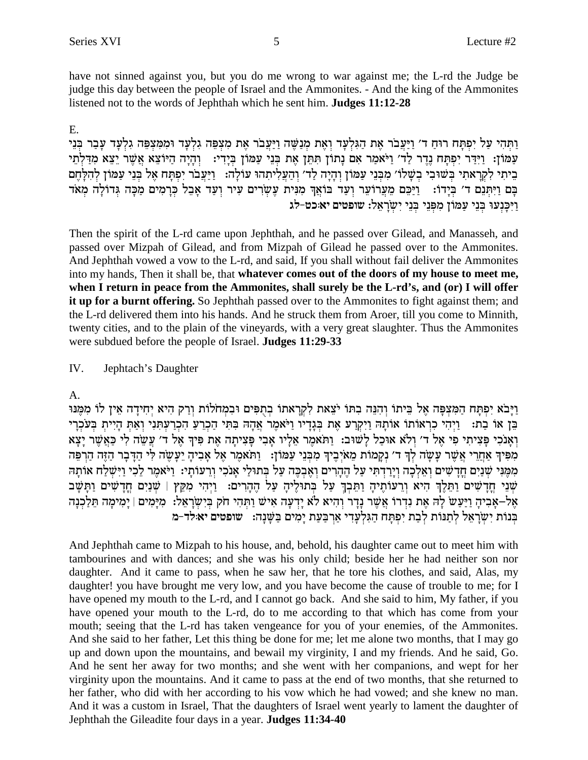have not sinned against you, but you do me wrong to war against me; the L-rd the Judge be judge this day between the people of Israel and the Ammonites. - And the king of the Ammonites listened not to the words of Jephthah which he sent him. **Judges 11:12-28**

E.

וַתְּהִי עַל יִפְתָּח רוּחַ ד׳ וַיַּעֲבֹר אֶת הַגִּלְעָד וְאֶת מְנַשֶּׁה וַיַּעֲבֹר אֶת מִצְפֵּה גִלְעָד וּמִמִּצְפֵּה גִלְעָד עָבַר בְּנֵי עַמּוֹן: וַיִּדַּר יִפְתָּח נֶדֶר לַד׳ וַיֹּאמַר אִם נָתוֹן תִּתֵּן אֶת בְּנֵי עַמּוֹן בְּיָדִי: וְהָיָה הַיּוֹצֵא אֲשֶׁר יֵצֵא מִדַּלְתֵי בֵיתִי לִקְרָאתִי בְּשׁוּבִי בְשָׁלוֹם מִבְּנֵי עַמּוֹן וְהָיָה לַד׳ וְהַעֲלִיתִהוּ עוֹלָה: וַיַּעֲבֹר יִפְתָּח אֶל בְּנֵי עַמּוֹן לְהִלָּחֶם בָּם וַיִּתְּנֵם ד׳ בְּיָדוֹ: וַיַּכֵּם מֵעֲרוֹעֵר וְעַד בּוֹאֲךָ מִנִּית עֶשְׂרִים עִיר וְעַד אָבֵל כְּרָמִים מַכָּה גְּדוֹלָה מְאֹד וַיִּכָּנְעוּ בְּנֵי עַמּוֹן מִפְּנֵי בְּנֵי יִשְׂרָאֵל: **שופטים יא:כט-לג**

Then the spirit of the L-rd came upon Jephthah, and he passed over Gilead, and Manasseh, and passed over Mizpah of Gilead, and from Mizpah of Gilead he passed over to the Ammonites. And Jephthah vowed a vow to the L-rd, and said, If you shall without fail deliver the Ammonites into my hands, Then it shall be, that **whatever comes out of the doors of my house to meet me, when I return in peace from the Ammonites, shall surely be the L-rd's, and (or) I will offer it up for a burnt offering.** So Jephthah passed over to the Ammonites to fight against them; and the L-rd delivered them into his hands. And he struck them from Aroer, till you come to Minnith, twenty cities, and to the plain of the vineyards, with a very great slaughter. Thus the Ammonites were subdued before the people of Israel. **Judges 11:29-33**

IV. Jephtach's Daughter

A.

וַיָּבֹא יִפְתָּח הַמִּצְפָּה אֶל בֵּיתוֹ וְהִנֵּה בִתּוֹ יֹצֵאת לִקְרָאתוֹ בְּתֻפִּים וּבִמְחֹלוֹת וְרַק הִיא יְחִידָה אֵין לוֹ מִמֶּנּוּ בֵּן אוֹ בַת: וַיְהִי כִרְאוֹתוֹ אוֹתָהּ וַיִּקְרַע אֶת בְּגָדָיו וַיֹּאמֶר אֲהָהּ בִּתִּי הַכְרֵעַ הִכְרַעְתִּנִי וְאַתְּ הָיִית בְּעֹכְרָי וְאָנֹכִי פָּצִיתִי פִי אֶל ד׳ וְלֹא אוּכַל לָשׁוּב: וַתֹּאמֶר אֵלָיו אָבִי פָּצִיתָה אֶת פִּיךָ אֶל ד׳ עֲשֵׂה לִי כַּאֲשֶׁר יָצָא מִפִּיךָ אַחֲרֵי אֲשֶׁר עָשָׂה לְךָ ד׳ נְקָמוֹת מֵאֹיְבֶיךָ מִבְּנֵי עַמּוֹן: וַתֹּאמֶר אֶל אָבִיהָ יֵעָשֶׂה לִּי הַדָּבָר הַזֶּה הַרְפֵּה מִמֶּנִּי שְׁנַיִם חֳדָשִׁים וְאֵלְכָה וְיָרַדְתִּי עַל הֶהָרִים וְאֶבְכֶּה עַל בְּתוּלַי אָנֹכִי וְרֵעוֹתָי: וַיֹּאמֶר לֵכִי וַיִּשְׁלַח אוֹתָהּ שְׁנֵי חֳדָשִׁים וַתֵּלֶךְ הִיא וְרֵעוֹתֶיהָ וַתֵּבְךְּ עַל בְּתוּלֶיהָ עַל הֶהָרִים: וַיְהִי מִקֵּץ | שְׁנַיִם חֳדָשִׁים וַתָּשָׁב אֶל-אָבִיהָ וַיַּעַשׂ לָהּ אֶת נִדְרוֹ אֲשֶׁר נָדָר וְהִיא לֹא יָדְעָה אִישׁ וַתְּהִי חֹק בְּיִשְׂרָאֵל: מִיָּמִים | יָמִימָה תֵּלַכְנָה בְּנוֹת יִשְׂרָאֵל לְתַנּוֹת לְבַת יִפְתָּח הַגִּלְעָדִי אַרְבַּעַת יָמִים בַּשָּׁנָה: **שופטים יא:לד-מ**

And Jephthah came to Mizpah to his house, and, behold, his daughter came out to meet him with tambourines and with dances; and she was his only child; beside her he had neither son nor daughter. And it came to pass, when he saw her, that he tore his clothes, and said, Alas, my daughter! you have brought me very low, and you have become the cause of trouble to me; for I have opened my mouth to the L-rd, and I cannot go back. And she said to him, My father, if you have opened your mouth to the L-rd, do to me according to that which has come from your mouth; seeing that the L-rd has taken vengeance for you of your enemies, of the Ammonites. And she said to her father, Let this thing be done for me; let me alone two months, that I may go up and down upon the mountains, and bewail my virginity, I and my friends. And he said, Go. And he sent her away for two months; and she went with her companions, and wept for her virginity upon the mountains. And it came to pass at the end of two months, that she returned to her father, who did with her according to his vow which he had vowed; and she knew no man. And it was a custom in Israel, That the daughters of Israel went yearly to lament the daughter of Jephthah the Gileadite four days in a year. **Judges 11:34-40**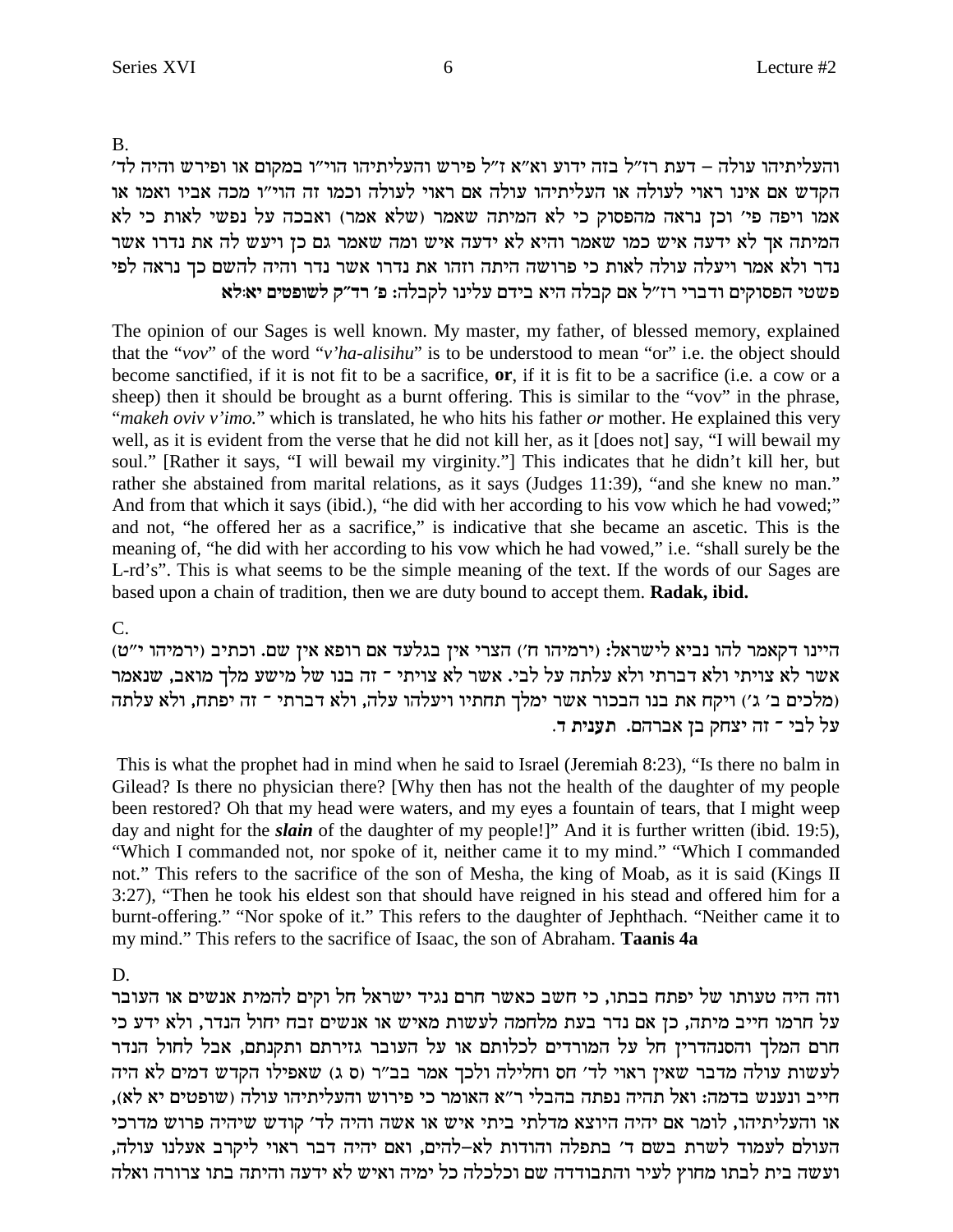B.

והעליתיהו עולה – דעת רז״ל בזה ידוע וא״א ז״ל פירש והעליתיהו הוי״ו במקום או ופירש והיה לד׳ הקדש אם אינו ראוי לעולה או העליתיהו עולה אם ראוי לעולה וכמו זה הוי״ו מכה אביו ואמו או אמו ויפה פי׳ וכן נראה מהפסוק כי לא המיתה שאמר (שלא אמר) ואבכה על נפשי לאות כי לא המיתה אך לא ידעה איש כמו שאמר והיא לא ידעה איש ומה שאמר גם כן ויעש לה את נדרו אשר נדר ולא אמר ויעלה עולה לאות כי פרושה היתה וזהו את נדרו אשר נדר והיה להשם כך נראה לפי פשטי הפסוקים ודברי רז״ל אם קבלה היא בידם עלינו לקבלה: **פ׳ רד״ק לשופטים יא:לא**

The opinion of our Sages is well known. My master, my father, of blessed memory, explained that the "*vov*" of the word "*v'ha-alisihu*" is to be understood to mean "or" i.e. the object should become sanctified, if it is not fit to be a sacrifice, **or**, if it is fit to be a sacrifice (i.e. a cow or a sheep) then it should be brought as a burnt offering. This is similar to the "vov" in the phrase, "*makeh oviv v'imo.*" which is translated, he who hits his father *or* mother. He explained this very well, as it is evident from the verse that he did not kill her, as it [does not] say, "I will bewail my soul." [Rather it says, "I will bewail my virginity."] This indicates that he didn't kill her, but rather she abstained from marital relations, as it says (Judges 11:39), "and she knew no man." And from that which it says (ibid.), "he did with her according to his vow which he had vowed;" and not, "he offered her as a sacrifice," is indicative that she became an ascetic. This is the meaning of, "he did with her according to his vow which he had vowed," i.e. "shall surely be the L-rd's". This is what seems to be the simple meaning of the text. If the words of our Sages are based upon a chain of tradition, then we are duty bound to accept them. **Radak, ibid.**

C.

היינו דקאמר להו נביא לישראל: (ירמיהו ח׳) הצרי אין בגלעד אם רופא אין שם. וכתיב (ירמיהו י״ט) אשר לא צויתי ולא דברתי ולא עלתה על לבי. אשר לא צויתי - זה בנו של מישע מלך מואב, שנאמר (מלכים ב׳ ג׳) ויקח את בנו הבכור אשר ימלך תחתיו ויעלהו עלה, ולא דברתי - זה יפתח, ולא עלתה על לבי - זה יצחק בן אברהם. **תענית ד.**

This is what the prophet had in mind when he said to Israel (Jeremiah 8:23), "Is there no balm in Gilead? Is there no physician there? [Why then has not the health of the daughter of my people been restored? Oh that my head were waters, and my eyes a fountain of tears, that I might weep day and night for the ***slain*** of the daughter of my people!]" And it is further written (ibid. 19:5), "Which I commanded not, nor spoke of it, neither came it to my mind." "Which I commanded not." This refers to the sacrifice of the son of Mesha, the king of Moab, as it is said (Kings II 3:27), "Then he took his eldest son that should have reigned in his stead and offered him for a burnt-offering." "Nor spoke of it." This refers to the daughter of Jephthach. "Neither came it to my mind." This refers to the sacrifice of Isaac, the son of Abraham. **Taanis 4a**

D.

וזה היה טעותו של יפתח בבתו, כי חשב כאשר חרם נגיד ישראל חל וקים להמית אנשים או העובר על חרמו חייב מיתה, כן אם נדר בעת מלחמה לעשות מאיש או אנשים זבח יחול הנדר, ולא ידע כי חרם המלך והסנהדרין חל על המורדים לכלותם או על העובר גזירתם ותקנתם, אבל לחול הנדר לעשות עולה מדבר שאין ראוי לד׳ חס וחלילה ולכך אמר בב״ר (ס ג) שאפילו הקדש דמים לא היה חייב ונענש בדמה: ואל תהיה נפתה בהבלי ר״א האומר כי פירוש והעליתיהו עולה (שופטים יא לא), או והעליתיהו, לומר אם יהיה היוצא מדלתי ביתי איש או אשה והיה לד׳ קודש שיהיה פרוש מדרכי העולם לעמוד לשרת בשם ד׳ בתפלה והודות לא-להים, ואם יהיה דבר ראוי ליקרב אעלנו עולה, ועשה בית לבתו מחוץ לעיר והתבודדה שם וכלכלה כל ימיה ואיש לא ידעה והיתה בתו צרורה ואלה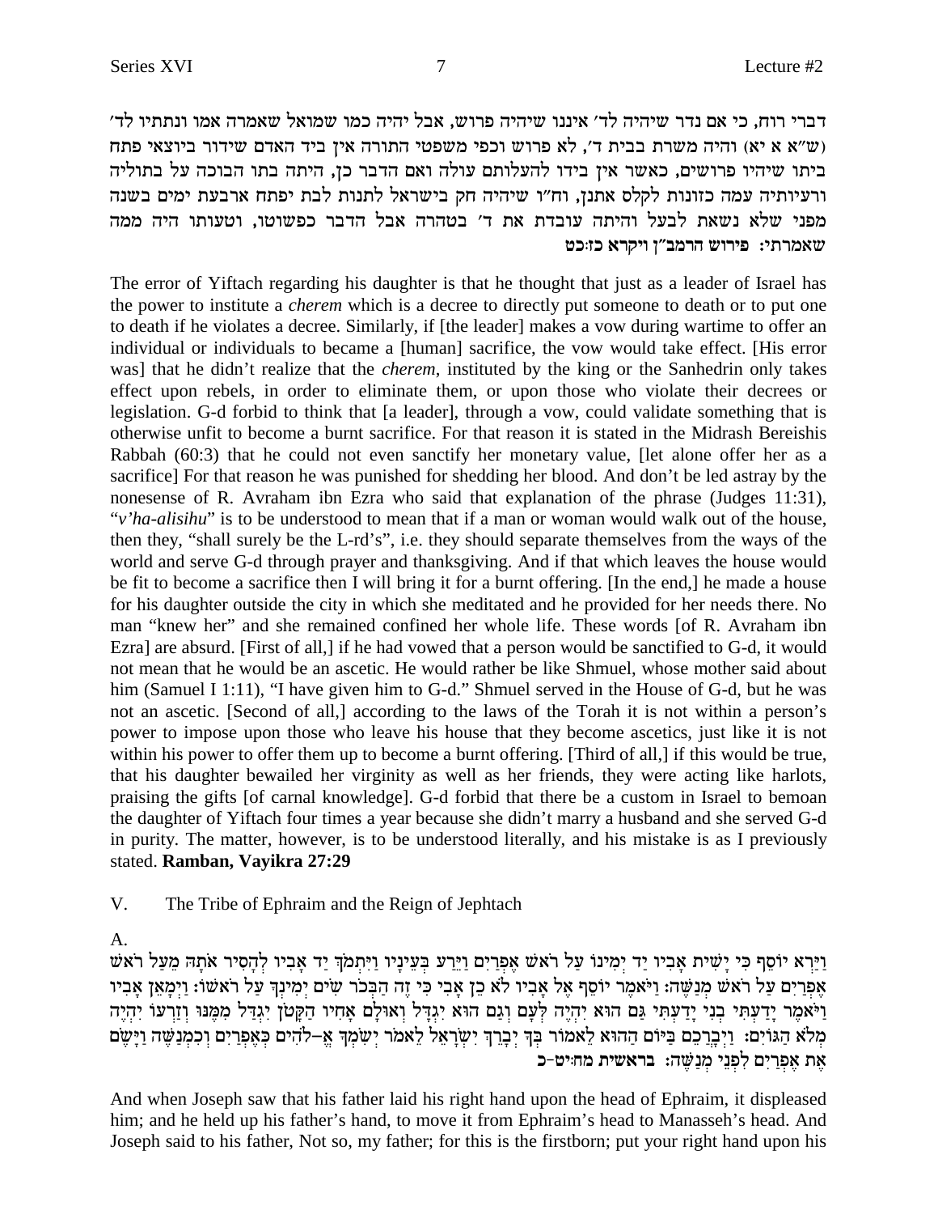דברי רוח, כי אם נדר שיהיה לד׳ איננו שיהיה פרוש, אבל יהיה כמו שמואל שאמרה אמו ונתתיו לד׳ (ש"א א יא) והיה משרת בבית ד׳, לא פרוש וכפי משפטי התורה אין ביד האדם שידור ביוצאי פתח ביתו שיהיו פרושים, כאשר אין בידו להעלותם עולה ואם הדבר כן, היתה בתו הבוכה על בתוליה ורעיותיה עמה כזונות לקלס אתנן, וח"ו שיהיה חק בישראל לתנות לבת יפתח ארבעת ימים בשנה מפני שלא נשאת לבעל והיתה עובדת את ד׳ בטהרה אבל הדבר כפשוטו, וטעותו היה ממה שאמרתי: **פירוש הרמב"ן ויקרא כז:כט**

The error of Yiftach regarding his daughter is that he thought that just as a leader of Israel has the power to institute a *cherem* which is a decree to directly put someone to death or to put one to death if he violates a decree. Similarly, if [the leader] makes a vow during wartime to offer an individual or individuals to became a [human] sacrifice, the vow would take effect. [His error was] that he didn't realize that the *cherem*, instituted by the king or the Sanhedrin only takes effect upon rebels, in order to eliminate them, or upon those who violate their decrees or legislation. G-d forbid to think that [a leader], through a vow, could validate something that is otherwise unfit to become a burnt sacrifice. For that reason it is stated in the Midrash Bereishis Rabbah (60:3) that he could not even sanctify her monetary value, [let alone offer her as a sacrifice] For that reason he was punished for shedding her blood. And don't be led astray by the nonesense of R. Avraham ibn Ezra who said that explanation of the phrase (Judges 11:31), "*v'ha-alisihu*" is to be understood to mean that if a man or woman would walk out of the house, then they, "shall surely be the L-rd's", i.e. they should separate themselves from the ways of the world and serve G-d through prayer and thanksgiving. And if that which leaves the house would be fit to become a sacrifice then I will bring it for a burnt offering. [In the end,] he made a house for his daughter outside the city in which she meditated and he provided for her needs there. No man "knew her" and she remained confined her whole life. These words [of R. Avraham ibn Ezra] are absurd. [First of all,] if he had vowed that a person would be sanctified to G-d, it would not mean that he would be an ascetic. He would rather be like Shmuel, whose mother said about him (Samuel I 1:11), "I have given him to G-d." Shmuel served in the House of G-d, but he was not an ascetic. [Second of all,] according to the laws of the Torah it is not within a person's power to impose upon those who leave his house that they become ascetics, just like it is not within his power to offer them up to become a burnt offering. [Third of all,] if this would be true, that his daughter bewailed her virginity as well as her friends, they were acting like harlots, praising the gifts [of carnal knowledge]. G-d forbid that there be a custom in Israel to bemoan the daughter of Yiftach four times a year because she didn't marry a husband and she served G-d in purity. The matter, however, is to be understood literally, and his mistake is as I previously stated. **Ramban, Vayikra 27:29**

V. The Tribe of Ephraim and the Reign of Jephtach

A.

וַיַּרְא יוֹסֵף כִּי יָשִׁית אָבִיו יַד יְמִינוֹ עַל רֹאשׁ אֶפְרַיִם וַיֵּרַע בְּעֵינָיו וַיִּתְמֹךְ יַד אָבִיו לְהָסִיר אֹתָהּ מֵעַל רֹאשׁ אֶפְרַיִם עַל רֹאשׁ מְנַשֶּׁה: וַיֹּאמֶר יוֹסֵף אֶל אָבִיו לֹא כֵן אָבִי כִּי זֶה הַבְּכֹר שִׂים יְמִינְךָ עַל רֹאשׁוֹ: וַיְמָאֵן אָבִיו וַיֹּאמֶר יָדַעְתִּי בְנִי יָדַעְתִּי גַּם הוּא יִהְיֶה לְּעָם וְגַם הוּא יִגְדָּל וְאוּלָם אָחִיו הַקָּטֹן יִגְדַּל מִמֶּנּוּ וְזַרְעוֹ יִהְיֶה מְלֹא הַגּוֹיִם: וַיְבָרְכֵם בַּיּוֹם הַהוּא לֵאמוֹר בְּךָ יְבָרֵךְ יִשְׂרָאֵל לֵאמֹר יְשִׂמְךָ אֱ–לֹהִים כְּאֶפְרַיִם וְכִמְנַשֶּׁה וַיָּשֶׂם אֶת אֶפְרַיִם לִפְנֵי מְנַשֶּׁה: **בראשית מח:יט-כ**

And when Joseph saw that his father laid his right hand upon the head of Ephraim, it displeased him; and he held up his father's hand, to move it from Ephraim's head to Manasseh's head. And Joseph said to his father, Not so, my father; for this is the firstborn; put your right hand upon his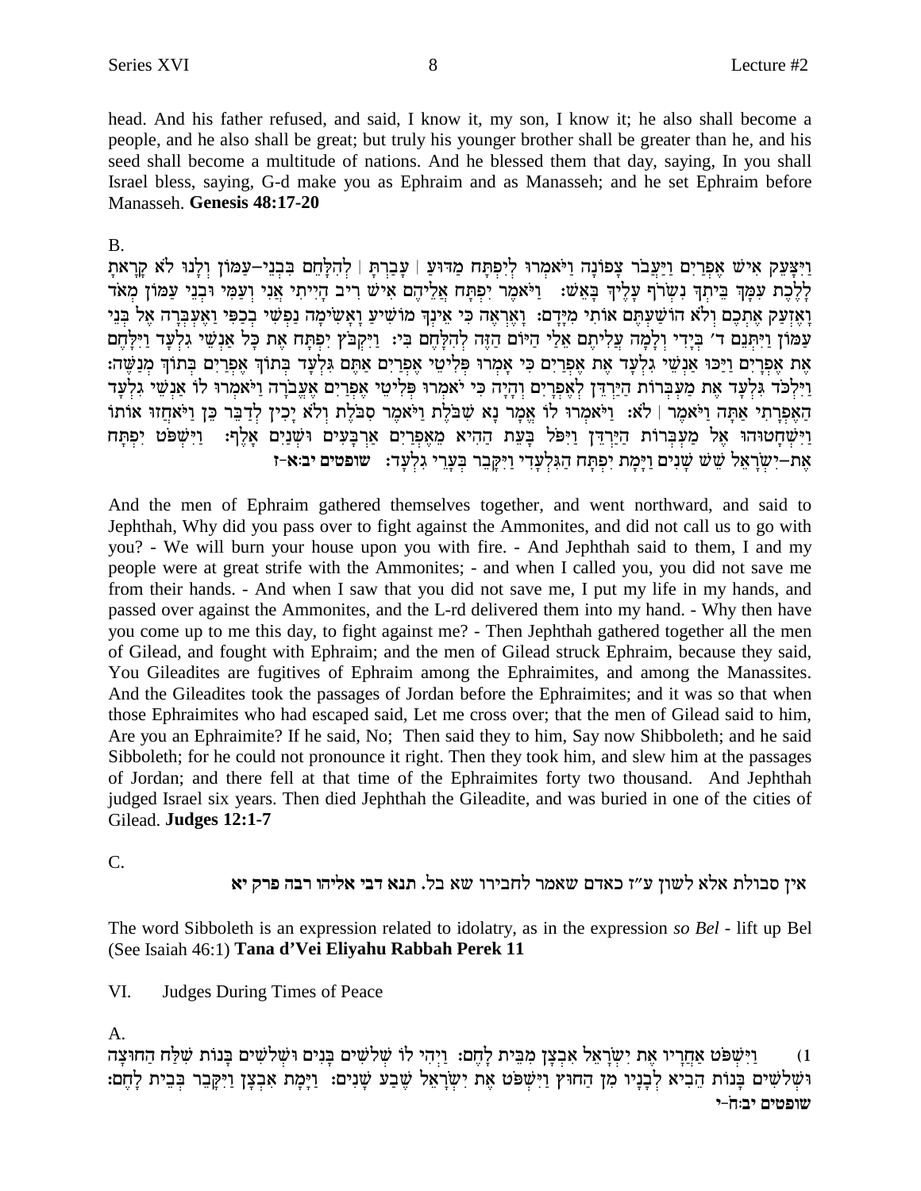head. And his father refused, and said, I know it, my son, I know it; he also shall become a people, and he also shall be great; but truly his younger brother shall be greater than he, and his seed shall become a multitude of nations. And he blessed them that day, saying, In you shall Israel bless, saying, G-d make you as Ephraim and as Manasseh; and he set Ephraim before Manasseh. **Genesis 48:17-20**

B.

וַיִּצָּעֵק אִישׁ אֶפְרַיִם וַיַּעֲבֹר צָפוֹנָה וַיֹּאמְרוּ לְיִפְתָּח מַדּוּעַ | עָבַרְתָּ | לְהִלָּחֵם בִּבְנֵי-עַמּוֹן וְלָנוּ לֹא קָרָאתָ לָלֶכֶת עִמָּךְ בֵּיתְךָ נִשְׂרֹף עָלֶיךָ בָּאֵשׁ: וַיֹּאמֶר יִפְתָּח אֲלֵיהֶם אִישׁ רִיב הָיִיתִי אֲנִי וְעַמִּי וּבְנֵי עַמּוֹן מְאֹד וָאַזְעִק אֶתְכֶם וְלֹא הוֹשַׁעְתֶּם אוֹתִי מִיָּדָם: וָאֶרְאֶה כִּי אֵינְךָ מוֹשִׁיעַ וָאָשִׂימָה נַפְשִׁי בְכַפִּי וָאֶעְבְּרָה אֶל בְּנֵי עַמּוֹן וַיִּתְּנֵם ד׳ בְּיָדִי וְלָמָה עֲלִיתֶם אֵלַי הַיּוֹם הַזֶּה לְהִלָּחֶם בִּי: וַיִּקְבֹּץ יִפְתָּח אֶת כָּל אַנְשֵׁי גִלְעָד וַיִּלָּחֶם אֶת אֶפְרָיִם וַיַּכּוּ אַנְשֵׁי גִלְעָד אֶת אֶפְרַיִם כִּי אָמְרוּ פְּלִיטֵי אֶפְרַיִם אַתֶּם גִּלְעָד בְּתוֹךְ אֶפְרַיִם בְּתוֹךְ מְנַשֶּׁה: וַיִּלְכֹּד גִּלְעָד אֶת מַעְבְּרוֹת הַיַּרְדֵּן לְאֶפְרָיִם וְהָיָה כִּי יֹאמְרוּ פְּלִיטֵי אֶפְרַיִם אֶעֱבֹרָה וַיֹּאמְרוּ לוֹ אַנְשֵׁי גִלְעָד הַאֶפְרָתִי אַתָּה וַיֹּאמֶר | לֹא: וַיֹּאמְרוּ לוֹ אֱמָר נָא שִׁבֹּלֶת וַיֹּאמֶר סִבֹּלֶת וְלֹא יָכִין לְדַבֵּר כֵּן וַיֹּאחֲזוּ אוֹתוֹ וַיִּשְׁחָטוּהוּ אֶל מַעְבְּרוֹת הַיַּרְדֵּן וַיִּפֹּל בָּעֵת הַהִיא מֵאֶפְרַיִם אַרְבָּעִים וּשְׁנַיִם אָלֶף: וַיִּשְׁפֹּט יִפְתָּח אֶת-יִשְׂרָאֵל שֵׁשׁ שָׁנִים וַיָּמָת יִפְתָּח הַגִּלְעָדִי וַיִּקָּבֵר בְּעָרֵי גִלְעָד: שופטים יב:א-ז

And the men of Ephraim gathered themselves together, and went northward, and said to Jephthah, Why did you pass over to fight against the Ammonites, and did not call us to go with you? - We will burn your house upon you with fire. - And Jephthah said to them, I and my people were at great strife with the Ammonites; - and when I called you, you did not save me from their hands. - And when I saw that you did not save me, I put my life in my hands, and passed over against the Ammonites, and the L-rd delivered them into my hand. - Why then have you come up to me this day, to fight against me? - Then Jephthah gathered together all the men of Gilead, and fought with Ephraim; and the men of Gilead struck Ephraim, because they said, You Gileadites are fugitives of Ephraim among the Ephraimites, and among the Manassites. And the Gileadites took the passages of Jordan before the Ephraimites; and it was so that when those Ephraimites who had escaped said, Let me cross over; that the men of Gilead said to him, Are you an Ephraimite? If he said, No; Then said they to him, Say now Shibboleth; and he said Sibboleth; for he could not pronounce it right. Then they took him, and slew him at the passages of Jordan; and there fell at that time of the Ephraimites forty two thousand. And Jephthah judged Israel six years. Then died Jephthah the Gileadite, and was buried in one of the cities of Gilead. **Judges 12:1-7**

C.

אין סבולת אלא לשון ע״ז כאדם שאמר לחבירו שא בל. תנא דבי אליהו רבה פרק יא

The word Sibboleth is an expression related to idolatry, as in the expression *so Bel* - lift up Bel (See Isaiah 46:1) **Tana d'Vei Eliyahu Rabbah Perek 11**

VI. Judges During Times of Peace

A.

(1) וַיִּשְׁפֹּט אַחֲרָיו אֶת יִשְׂרָאֵל אִבְצָן מִבֵּית לָחֶם: וַיְהִי לוֹ שְׁלֹשִׁים בָּנִים וּשְׁלֹשִׁים בָּנוֹת שִׁלַּח הַחוּצָה וּשְׁלֹשִׁים בָּנוֹת הֵבִיא לְבָנָיו מִן הַחוּץ וַיִּשְׁפֹּט אֶת יִשְׂרָאֵל שֶׁבַע שָׁנִים: וַיָּמָת אִבְצָן וַיִּקָּבֵר בְּבֵית לָחֶם: שופטים יב:ח-י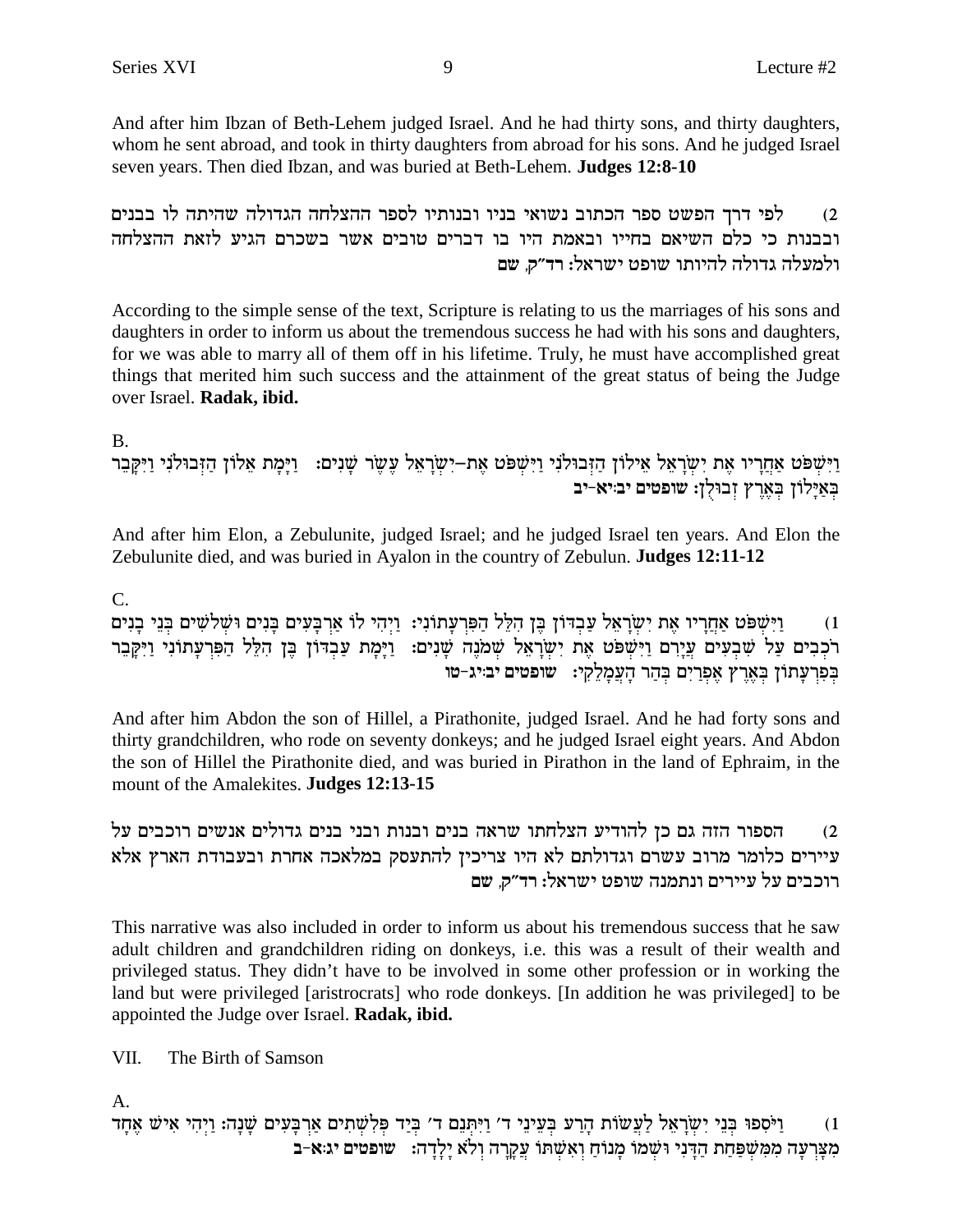And after him Ibzan of Beth-Lehem judged Israel. And he had thirty sons, and thirty daughters, whom he sent abroad, and took in thirty daughters from abroad for his sons. And he judged Israel seven years. Then died Ibzan, and was buried at Beth-Lehem. **Judges 12:8-10**

2) לפי דרך הפשט ספר הכתוב נשואי בניו ובנותיו לספר ההצלחה הגדולה שהיתה לו בבנים ובבנות כי כלם השיאם בחייו ובאמת היו בו דברים טובים אשר בשכרם הגיע לזאת ההצלחה ולמעלה גדולה להיותו שופט ישראל: רד"ק, שם

According to the simple sense of the text, Scripture is relating to us the marriages of his sons and daughters in order to inform us about the tremendous success he had with his sons and daughters, for we was able to marry all of them off in his lifetime. Truly, he must have accomplished great things that merited him such success and the attainment of the great status of being the Judge over Israel. **Radak, ibid.**

B.

וַיִּשְׁפֹּט אַחֲרָיו אֶת יִשְׂרָאֵל אֵילוֹן הַזְּבוּלֹנִי וַיִּשְׁפֹּט אֶת-יִשְׂרָאֵל עֶשֶׂר שָׁנִים: וַיָּמָת אֵלוֹן הַזְּבוּלֹנִי וַיִּקָּבֵר בְּאַיָּלוֹן בְּאֶרֶץ זְבוּלֻן: **שופטים יב:יא-יב**

And after him Elon, a Zebulunite, judged Israel; and he judged Israel ten years. And Elon the Zebulunite died, and was buried in Ayalon in the country of Zebulun. **Judges 12:11-12**

C.

1) וַיִּשְׁפֹּט אַחֲרָיו אֶת יִשְׂרָאֵל עַבְדּוֹן בֶּן הִלֵּל הַפִּרְעָתוֹנִי: וַיְהִי לוֹ אַרְבָּעִים בָּנִים וּשְׁלֹשִׁים בְּנֵי בָנִים רֹכְבִים עַל שִׁבְעִים עֲיָרִם וַיִּשְׁפֹּט אֶת יִשְׂרָאֵל שְׁמֹנֶה שָׁנִים: וַיָּמָת עַבְדּוֹן בֶּן הִלֵּל הַפִּרְעָתוֹנִי וַיִּקָּבֵר בְּפִרְעָתוֹן בְּאֶרֶץ אֶפְרַיִם בְּהַר הָעֲמָלֵקִי: **שופטים יב:יג-טו**

And after him Abdon the son of Hillel, a Pirathonite, judged Israel. And he had forty sons and thirty grandchildren, who rode on seventy donkeys; and he judged Israel eight years. And Abdon the son of Hillel the Pirathonite died, and was buried in Pirathon in the land of Ephraim, in the mount of the Amalekites. **Judges 12:13-15**

2) הספור הזה גם כן להודיע הצלחתו שראה בנים ובנות ובני בנים גדולים אנשים רוכבים על עיירים כלומר מרוב עשרם וגדולתם לא היו צריכין להתעסק במלאכה אחרת ובעבודת הארץ אלא רוכבים על עיירים ונתמנה שופט ישראל: רד"ק, שם

This narrative was also included in order to inform us about his tremendous success that he saw adult children and grandchildren riding on donkeys, i.e. this was a result of their wealth and privileged status. They didn't have to be involved in some other profession or in working the land but were privileged [aristocrats] who rode donkeys. [In addition he was privileged] to be appointed the Judge over Israel. **Radak, ibid.**

VII. The Birth of Samson

A.

1) וַיֹּסִפוּ בְּנֵי יִשְׂרָאֵל לַעֲשׂוֹת הָרַע בְּעֵינֵי ד' וַיִּתְּנֵם ד' בְּיַד פְּלִשְׁתִּים אַרְבָּעִים שָׁנָה: וַיְהִי אִישׁ אֶחָד מִצָּרְעָה מִמִּשְׁפַּחַת הַדָּנִי וּשְׁמוֹ מָנוֹחַ וְאִשְׁתּוֹ עֲקָרָה וְלֹא יָלָדָה: **שופטים יג:א-ב**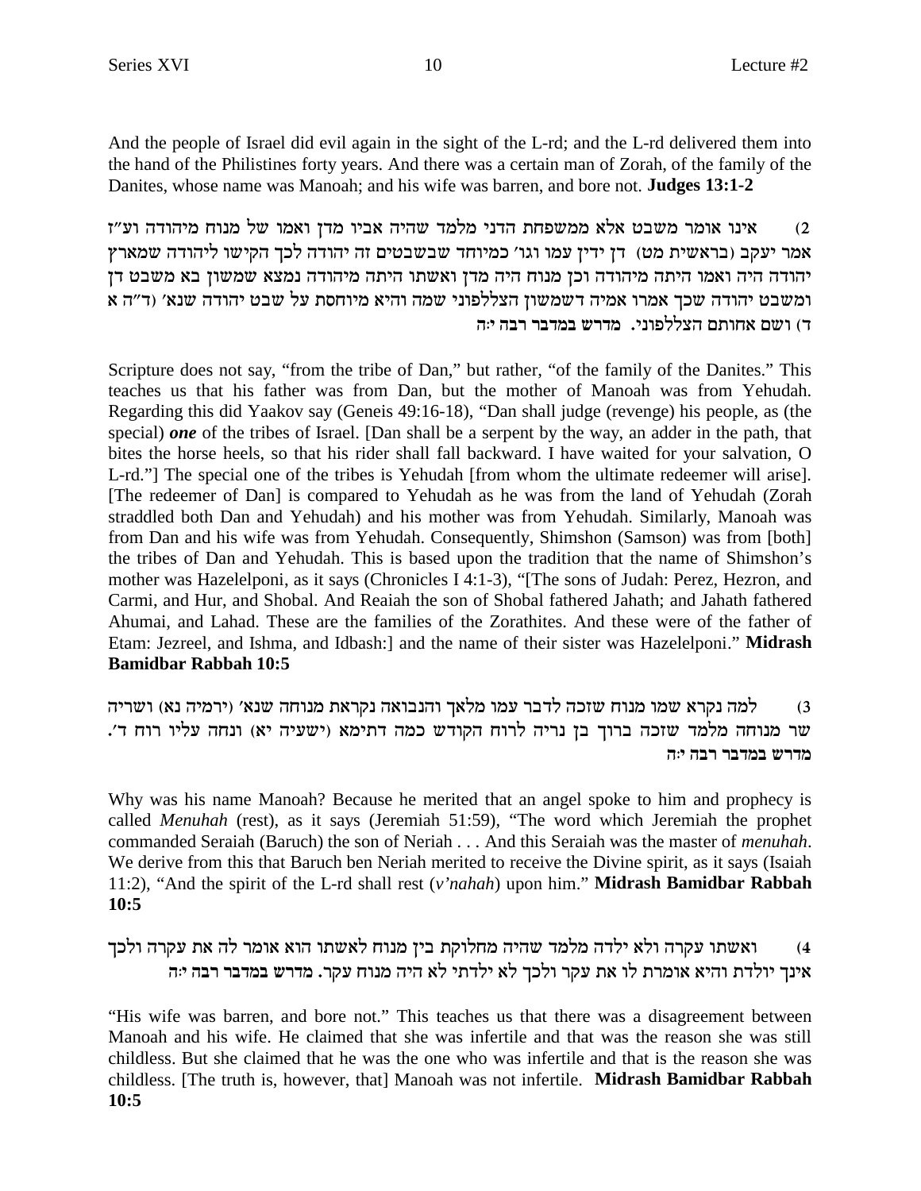And the people of Israel did evil again in the sight of the L-rd; and the L-rd delivered them into the hand of the Philistines forty years. And there was a certain man of Zorah, of the family of the Danites, whose name was Manoah; and his wife was barren, and bore not. **Judges 13:1-2**

2) אינו אומר משבט אלא ממשפחת הדני מלמד שהיה אביו מדן ואמו של מנוח מיהודה וע"ז אמר יעקב (בראשית מט) דן ידין עמו וגו' כמיוחד שבשבטים זה יהודה לכך הקישו ליהודה שמארץ יהודה היה ואמו היתה מיהודה וכן מנוח היה מדן ואשתו היתה מיהודה נמצא שמשון בא משבט דן ומשבט יהודה שכך אמרו אמיה דשמשון הצללפוני שמה והיא מיוחסת על שבט יהודה שנא' (ד"ה א ד) ושם אחותם הצללפוני. **מדרש במדבר רבה י:ה**

Scripture does not say, "from the tribe of Dan," but rather, "of the family of the Danites." This teaches us that his father was from Dan, but the mother of Manoah was from Yehudah. Regarding this did Yaakov say (Geneis 49:16-18), "Dan shall judge (revenge) his people, as (the special) ***one*** of the tribes of Israel. [Dan shall be a serpent by the way, an adder in the path, that bites the horse heels, so that his rider shall fall backward. I have waited for your salvation, O L-rd."] The special one of the tribes is Yehudah [from whom the ultimate redeemer will arise]. [The redeemer of Dan] is compared to Yehudah as he was from the land of Yehudah (Zorah straddled both Dan and Yehudah) and his mother was from Yehudah. Similarly, Manoah was from Dan and his wife was from Yehudah. Consequently, Shimshon (Samson) was from [both] the tribes of Dan and Yehudah. This is based upon the tradition that the name of Shimshon's mother was Hazelelponi, as it says (Chronicles I 4:1-3), "[The sons of Judah: Perez, Hezron, and Carmi, and Hur, and Shobal. And Reaiah the son of Shobal fathered Jahath; and Jahath fathered Ahumai, and Lahad. These are the families of the Zorathites. And these were of the father of Etam: Jezreel, and Ishma, and Idbash:] and the name of their sister was Hazelelponi." **Midrash Bamidbar Rabbah 10:5**

3) למה נקרא שמו מנוח שזכה לדבר עמו מלאך והנבואה נקראת מנוחה שנא' (ירמיה נא) ושריה שר מנוחה מלמד שזכה ברוך בן נריה לרוח הקודש כמה דתימא (ישעיה יא) ונחה עליו רוח ד'. **מדרש במדבר רבה י:ה**

Why was his name Manoah? Because he merited that an angel spoke to him and prophecy is called *Menuhah* (rest), as it says (Jeremiah 51:59), "The word which Jeremiah the prophet commanded Seraiah (Baruch) the son of Neriah . . . And this Seraiah was the master of *menuhah*. We derive from this that Baruch ben Neriah merited to receive the Divine spirit, as it says (Isaiah 11:2), "And the spirit of the L-rd shall rest (*v'nahah*) upon him." **Midrash Bamidbar Rabbah 10:5**

4) ואשתו עקרה ולא ילדה מלמד שהיה מחלוקת בין מנוח לאשתו הוא אומר לה את עקרה ולכך אינך יולדת והיא אומרת לו את עקר ולכך לא ילדתי לא היה מנוח עקר. **מדרש במדבר רבה י:ה**

"His wife was barren, and bore not." This teaches us that there was a disagreement between Manoah and his wife. He claimed that she was infertile and that was the reason she was still childless. But she claimed that he was the one who was infertile and that is the reason she was childless. [The truth is, however, that] Manoah was not infertile. **Midrash Bamidbar Rabbah 10:5**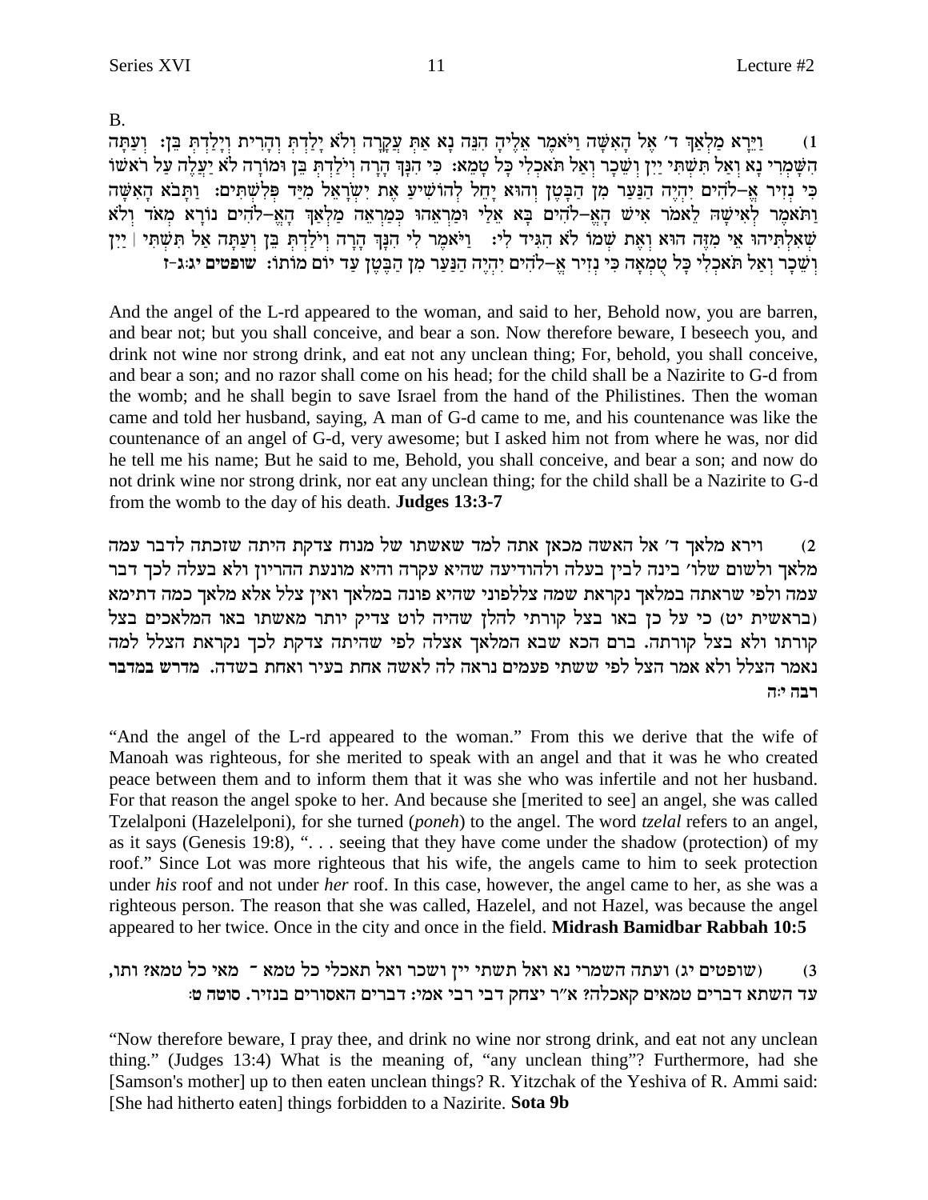B.

1) וַיֵּרָא מַלְאַךְ ד׳ אֶל הָאִשָּׁה וַיֹּאמֶר אֵלֶיהָ הִנֵּה נָא אַתְּ עֲקָרָה וְלֹא יָלַדְתְּ וְהָרִית וְיָלַדְתְּ בֵּן: וְעַתָּה הִשָּׁמְרִי נָא וְאַל תִּשְׁתִּי יַיִן וְשֵׁכָר וְאַל תֹּאכְלִי כָּל טָמֵא: כִּי הִנָּךְ הָרָה וְיֹלַדְתְּ בֵּן וּמוֹרָה לֹא יַעֲלֶה עַל רֹאשׁוֹ כִּי נְזִיר אֱ–לֹהִים יִהְיֶה הַנַּעַר מִן הַבָּטֶן וְהוּא יָחֵל לְהוֹשִׁיעַ אֶת יִשְׂרָאֵל מִיַּד פְּלִשְׁתִּים: וַתָּבֹא הָאִשָּׁה וַתֹּאמֶר לְאִישָׁהּ לֵאמֹר אִישׁ הָאֱ–לֹהִים בָּא אֵלַי וּמַרְאֵהוּ כְּמַרְאֵה מַלְאַךְ הָאֱ–לֹהִים נוֹרָא מְאֹד וְלֹא שְׁאִלְתִּיהוּ אֵי מִזֶּה הוּא וְאֶת שְׁמוֹ לֹא הִגִּיד לִי: וַיֹּאמֶר לִי הִנָּךְ הָרָה וְיֹלַדְתְּ בֵּן וְעַתָּה אַל תִּשְׁתִּי | יַיִן וְשֵׁכָר וְאַל תֹּאכְלִי כָּל טֻמְאָה כִּי נְזִיר אֱ–לֹהִים יִהְיֶה הַנַּעַר מִן הַבֶּטֶן עַד יוֹם מוֹתוֹ: **שופטים יג:ג-ז**

And the angel of the L-rd appeared to the woman, and said to her, Behold now, you are barren, and bear not; but you shall conceive, and bear a son. Now therefore beware, I beseech you, and drink not wine nor strong drink, and eat not any unclean thing; For, behold, you shall conceive, and bear a son; and no razor shall come on his head; for the child shall be a Nazirite to G-d from the womb; and he shall begin to save Israel from the hand of the Philistines. Then the woman came and told her husband, saying, A man of G-d came to me, and his countenance was like the countenance of an angel of G-d, very awesome; but I asked him not from where he was, nor did he tell me his name; But he said to me, Behold, you shall conceive, and bear a son; and now do not drink wine nor strong drink, nor eat any unclean thing; for the child shall be a Nazirite to G-d from the womb to the day of his death. **Judges 13:3-7**

2) וירא מלאך ד׳ אל האשה מכאן אתה למד שאשתו של מנוח צדקת היתה שזכתה לדבר עמה מלאך ולשום שלו׳ בינה לבין בעלה ולהודיעה שהיא עקרה והיא מונעת ההריון ולא בעלה לכך דבר עמה ולפי שראתה במלאך נקראת שמה צללפוני שהיא פונה במלאך ואין צלל אלא מלאך כמה דתימא (בראשית יט) כי על כן באו בצל קורתי להלן שהיה לוט צדיק יותר מאשתו באו המלאכים בצל קורתו ולא בצל קורתה. ברם הכא שבא המלאך אצלה לפי שהיתה צדקת לכך נקראת הצלל למה נאמר הצלל ולא אמר הצל לפי ששתי פעמים נראה לה לאשה אחת בעיר ואחת בשדה. **מדרש במדבר רבה י:ה**

"And the angel of the L-rd appeared to the woman." From this we derive that the wife of Manoah was righteous, for she merited to speak with an angel and that it was he who created peace between them and to inform them that it was she who was infertile and not her husband. For that reason the angel spoke to her. And because she [merited to see] an angel, she was called Tzelalponi (Hazelelponi), for she turned (*poneh*) to the angel. The word *tzelal* refers to an angel, as it says (Genesis 19:8), ". . . seeing that they have come under the shadow (protection) of my roof." Since Lot was more righteous that his wife, the angels came to him to seek protection under *his* roof and not under *her* roof. In this case, however, the angel came to her, as she was a righteous person. The reason that she was called, Hazelel, and not Hazel, was because the angel appeared to her twice. Once in the city and once in the field. **Midrash Bamidbar Rabbah 10:5**

3) (שופטים יג) ועתה השמרי נא ואל תשתי יין ושכר ואל תאכלי כל טמא ־ מאי כל טמא? ותו, עד השתא דברים טמאים קאכלה? א"ר יצחק דבי רבי אמי: דברים האסורים בנזיר. **סוטה ט:**

"Now therefore beware, I pray thee, and drink no wine nor strong drink, and eat not any unclean thing." (Judges 13:4) What is the meaning of, "any unclean thing"? Furthermore, had she [Samson's mother] up to then eaten unclean things? R. Yitzchak of the Yeshiva of R. Ammi said: [She had hitherto eaten] things forbidden to a Nazirite. **Sota 9b**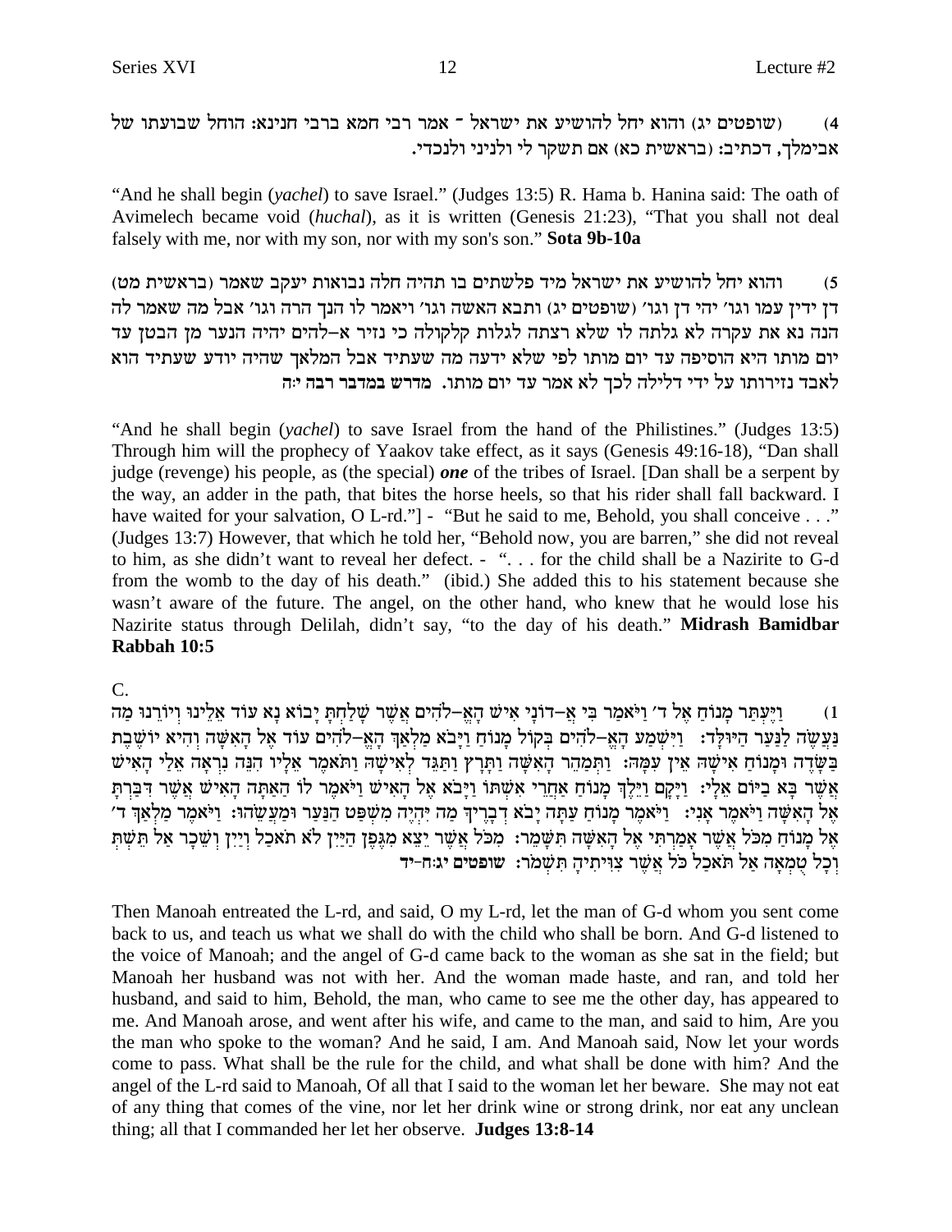4) (שופטים יג) והוא יחל להושיע את ישראל ־ אמר רבי חמא ברבי חנינא: הוחל שבועתו של אבימלך, דכתיב: (בראשית כא) אם תשקר לי ולניני ולנכדי.

"And he shall begin (*yachel*) to save Israel." (Judges 13:5) R. Hama b. Hanina said: The oath of Avimelech became void (*huchal*), as it is written (Genesis 21:23), "That you shall not deal falsely with me, nor with my son, nor with my son's son." **Sota 9b-10a**

5) והוא יחל להושיע את ישראל מיד פלשתים בו תהיה חלה נבואות יעקב שאמר (בראשית מט) דן ידין עמו וגו' יהי דן וגו' (שופטים יג) ותבא האשה וגו' ויאמר לו הנך הרה וגו' אבל מה שאמר לה הנה נא את עקרה לא גלתה לו שלא רצתה לגלות קלקולה כי נזיר א-להים יהיה הנער מן הבטן עד יום מותו היא הוסיפה עד יום מותו לפי שלא ידעה מה שעתיד אבל המלאך שהיה יודע שעתיד הוא לאבד נזירותו על ידי דלילה לכך לא אמר עד יום מותו. מדרש במדבר רבה י:ה

"And he shall begin (*yachel*) to save Israel from the hand of the Philistines." (Judges 13:5) Through him will the prophecy of Yaakov take effect, as it says (Genesis 49:16-18), "Dan shall judge (revenge) his people, as (the special) ***one*** of the tribes of Israel. [Dan shall be a serpent by the way, an adder in the path, that bites the horse heels, so that his rider shall fall backward. I have waited for your salvation, O L-rd."] - "But he said to me, Behold, you shall conceive . . ." (Judges 13:7) However, that which he told her, "Behold now, you are barren," she did not reveal to him, as she didn't want to reveal her defect. - ". . . for the child shall be a Nazirite to G-d from the womb to the day of his death." (ibid.) She added this to his statement because she wasn't aware of the future. The angel, on the other hand, who knew that he would lose his Nazirite status through Delilah, didn't say, "to the day of his death." **Midrash Bamidbar Rabbah 10:5**

C.

1) וַיֶּעְתַּר מָנוֹחַ אֶל ד' וַיֹּאמַר בִּי אֲ-דוֹנָי אִישׁ הָאֱ-לֹהִים אֲשֶׁר שָׁלַחְתָּ יָבוֹא נָא עוֹד אֵלֵינוּ וְיוֹרֵנוּ מַה נַּעֲשֶׂה לַנַּעַר הַיּוּלָּד: וַיִּשְׁמַע הָאֱ-לֹהִים בְּקוֹל מָנוֹחַ וַיָּבֹא מַלְאַךְ הָאֱ-לֹהִים עוֹד אֶל הָאִשָּׁה וְהִיא יוֹשֶׁבֶת בַּשָּׂדֶה וּמָנוֹחַ אִישָׁהּ אֵין עִמָּהּ: וַתְּמַהֵר הָאִשָּׁה וַתָּרָץ וַתַּגֵּד לְאִישָׁהּ וַתֹּאמֶר אֵלָיו הִנֵּה נִרְאָה אֵלַי הָאִישׁ אֲשֶׁר בָּא בַיּוֹם אֵלָי: וַיָּקָם וַיֵּלֶךְ מָנוֹחַ אַחֲרֵי אִשְׁתּוֹ וַיָּבֹא אֶל הָאִישׁ וַיֹּאמֶר לוֹ הַאַתָּה הָאִישׁ אֲשֶׁר דִּבַּרְתָּ אֶל הָאִשָּׁה וַיֹּאמֶר אָנִי: וַיֹּאמֶר מָנוֹחַ עַתָּה יָבֹא דְבָרֶיךָ מַה יִּהְיֶה מִשְׁפַּט הַנַּעַר וּמַעֲשֵׂהוּ: וַיֹּאמֶר מַלְאַךְ ד' אֶל מָנוֹחַ מִכֹּל אֲשֶׁר אָמַרְתִּי אֶל הָאִשָּׁה תִּשָּׁמֵר: מִכֹּל אֲשֶׁר יֵצֵא מִגֶּפֶן הַיַּיִן לֹא תֹאכַל וְיַיִן וְשֵׁכָר אַל תֵּשְׁתְּ וְכָל טֻמְאָה אַל תֹּאכַל כֹּל אֲשֶׁר צִוִּיתִיהָ תִּשְׁמֹר: שופטים יג:ח-יד

Then Manoah entreated the L-rd, and said, O my L-rd, let the man of G-d whom you sent come back to us, and teach us what we shall do with the child who shall be born. And G-d listened to the voice of Manoah; and the angel of G-d came back to the woman as she sat in the field; but Manoah her husband was not with her. And the woman made haste, and ran, and told her husband, and said to him, Behold, the man, who came to see me the other day, has appeared to me. And Manoah arose, and went after his wife, and came to the man, and said to him, Are you the man who spoke to the woman? And he said, I am. And Manoah said, Now let your words come to pass. What shall be the rule for the child, and what shall be done with him? And the angel of the L-rd said to Manoah, Of all that I said to the woman let her beware. She may not eat of any thing that comes of the vine, nor let her drink wine or strong drink, nor eat any unclean thing; all that I commanded her let her observe. **Judges 13:8-14**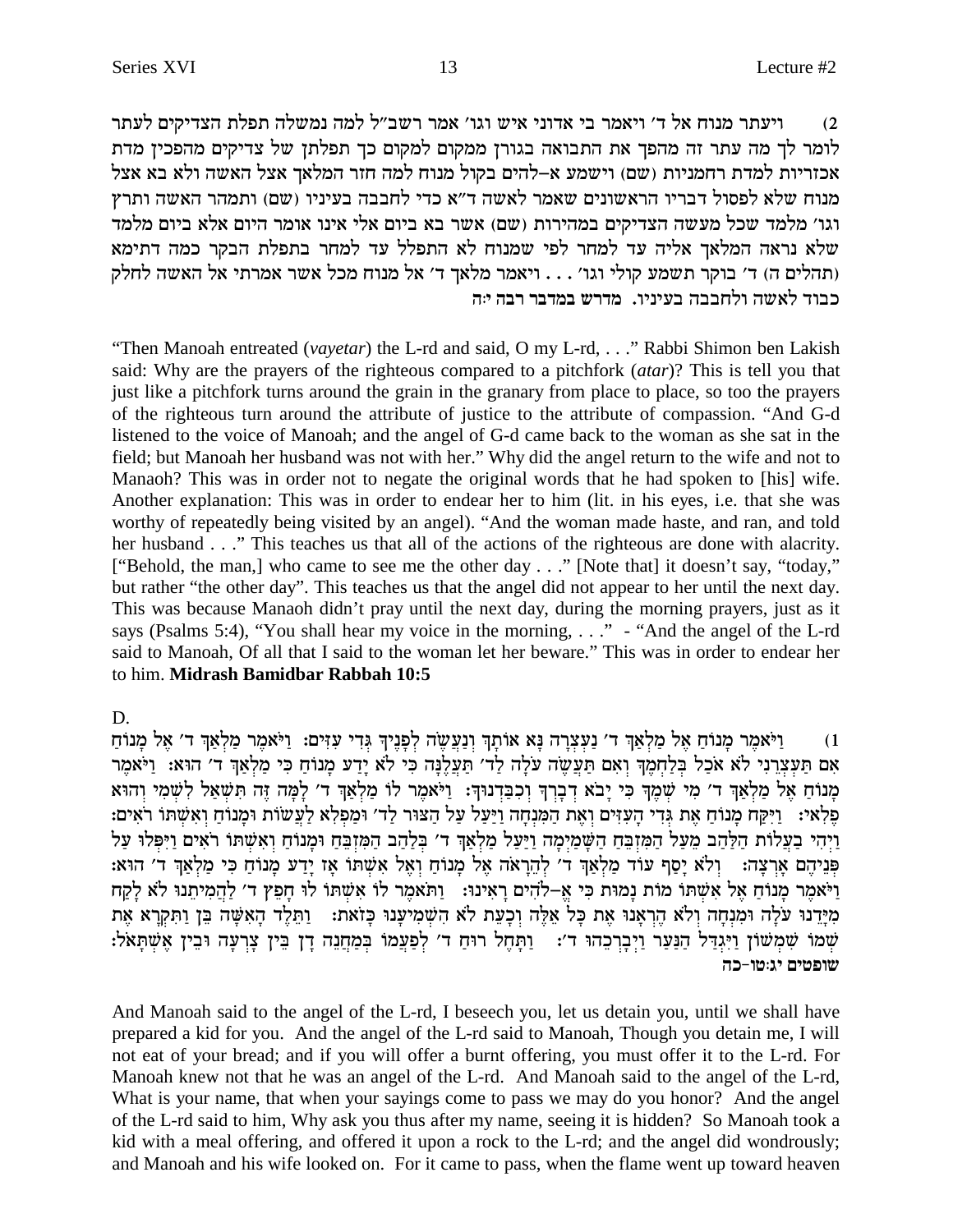2) ויעתר מנוח אל ד' ויאמר בי אדוני איש וגו' אמר רשב"ל למה נמשלה תפלת הצדיקים לעתר לומר לך מה עתר זה מהפך את התבואה בגורן ממקום למקום כך תפלתן של צדיקים מהפכין מדת אכזריות למדת רחמניות (שם) וישמע א–להים בקול מנוח למה חזר המלאך אצל האשה ולא בא אצל מנוח שלא לפסול דבריו הראשונים שאמר לאשה ד"א כדי לחבבה בעיניו (שם) ותמהר האשה ותרץ וגו' מלמד שכל מעשה הצדיקים במהירות (שם) אשר בא ביום אלי אינו אומר היום אלא ביום מלמד שלא נראה המלאך אליה עד למחר לפי שמנוח לא התפלל עד למחר בתפלת הבקר כמה דתימא (תהלים ה) ד' בוקר תשמע קולי וגו' . . . ויאמר מלאך ד' אל מנוח מכל אשר אמרתי אל האשה לחלק כבוד לאשה ולחבבה בעיניו. **מדרש במדבר רבה י:ה**

"Then Manoah entreated (*vayetar*) the L-rd and said, O my L-rd, . . ." Rabbi Shimon ben Lakish said: Why are the prayers of the righteous compared to a pitchfork (*atar*)? This is tell you that just like a pitchfork turns around the grain in the granary from place to place, so too the prayers of the righteous turn around the attribute of justice to the attribute of compassion. "And G-d listened to the voice of Manoah; and the angel of G-d came back to the woman as she sat in the field; but Manoah her husband was not with her." Why did the angel return to the wife and not to Manaoh? This was in order not to negate the original words that he had spoken to [his] wife. Another explanation: This was in order to endear her to him (lit. in his eyes, i.e. that she was worthy of repeatedly being visited by an angel). "And the woman made haste, and ran, and told her husband . . ." This teaches us that all of the actions of the righteous are done with alacrity. ["Behold, the man,] who came to see me the other day . . ." [Note that] it doesn't say, "today," but rather "the other day". This teaches us that the angel did not appear to her until the next day. This was because Manaoh didn't pray until the next day, during the morning prayers, just as it says (Psalms 5:4), "You shall hear my voice in the morning, . . ." - "And the angel of the L-rd said to Manoah, Of all that I said to the woman let her beware." This was in order to endear her to him. **Midrash Bamidbar Rabbah 10:5**

D.

1) וַיֹּאמֶר מָנוֹחַ אֶל מַלְאַךְ ד' נַעְצְרָה נָּא אוֹתָךְ וְנַעֲשֶׂה לְפָנֶיךָ גְּדִי עִזִּים: וַיֹּאמֶר מַלְאַךְ ד' אֶל מָנוֹחַ אִם תַּעְצְרֵנִי לֹא אֹכַל בְּלַחְמֶךָ וְאִם תַּעֲשֶׂה עֹלָה לַד' תַּעֲלֶנָּה כִּי לֹא יָדַע מָנוֹחַ כִּי מַלְאַךְ ד' הוּא: וַיֹּאמֶר מָנוֹחַ אֶל מַלְאַךְ ד' מִי שְׁמֶךָ כִּי יָבֹא דְבָרְךָ וְכִבַּדְנוּךָ: וַיֹּאמֶר לוֹ מַלְאַךְ ד' לָמָּה זֶּה תִּשְׁאַל לִשְׁמִי וְהוּא פֶלִאי: וַיִּקַּח מָנוֹחַ אֶת גְּדִי הָעִזִּים וְאֶת הַמִּנְחָה וַיַּעַל עַל הַצּוּר לַד' וּמַפְלִא לַעֲשׂוֹת וּמָנוֹחַ וְאִשְׁתּוֹ רֹאִים: וַיְהִי בַעֲלוֹת הַלַּהַב מֵעַל הַמִּזְבֵּחַ הַשָּׁמַיְמָה וַיַּעַל מַלְאַךְ ד' בְּלַהַב הַמִּזְבֵּחַ וּמָנוֹחַ וְאִשְׁתּוֹ רֹאִים וַיִּפְּלוּ עַל פְּנֵיהֶם אָרְצָה: וְלֹא יָסַף עוֹד מַלְאַךְ ד' לְהֵרָאֹה אֶל מָנוֹחַ וְאֶל אִשְׁתּוֹ אָז יָדַע מָנוֹחַ כִּי מַלְאַךְ ד' הוּא: וַיֹּאמֶר מָנוֹחַ אֶל אִשְׁתּוֹ מוֹת נָמוּת כִּי אֱ–לֹהִים רָאִינוּ: וַתֹּאמֶר לוֹ אִשְׁתּוֹ לוּ חָפֵץ ד' לַהֲמִיתֵנוּ לֹא לָקַח מִיָּדֵנוּ עֹלָה וּמִנְחָה וְלֹא הֶרְאָנוּ אֶת כָּל אֵלֶּה וְכָעֵת לֹא הִשְׁמִיעָנוּ כָּזֹאת: וַתֵּלֶד הָאִשָּׁה בֵּן וַתִּקְרָא אֶת שְׁמוֹ שִׁמְשׁוֹן וַיִּגְדַּל הַנַּעַר וַיְבָרְכֵהוּ ד': וַתָּחֶל רוּחַ ד' לְפַעֲמוֹ בְּמַחֲנֵה דָן בֵּין צָרְעָה וּבֵין אֶשְׁתָּאֹל: **שופטים יג:טו–כה**

And Manoah said to the angel of the L-rd, I beseech you, let us detain you, until we shall have prepared a kid for you. And the angel of the L-rd said to Manoah, Though you detain me, I will not eat of your bread; and if you will offer a burnt offering, you must offer it to the L-rd. For Manoah knew not that he was an angel of the L-rd. And Manoah said to the angel of the L-rd, What is your name, that when your sayings come to pass we may do you honor? And the angel of the L-rd said to him, Why ask you thus after my name, seeing it is hidden? So Manoah took a kid with a meal offering, and offered it upon a rock to the L-rd; and the angel did wondrously; and Manoah and his wife looked on. For it came to pass, when the flame went up toward heaven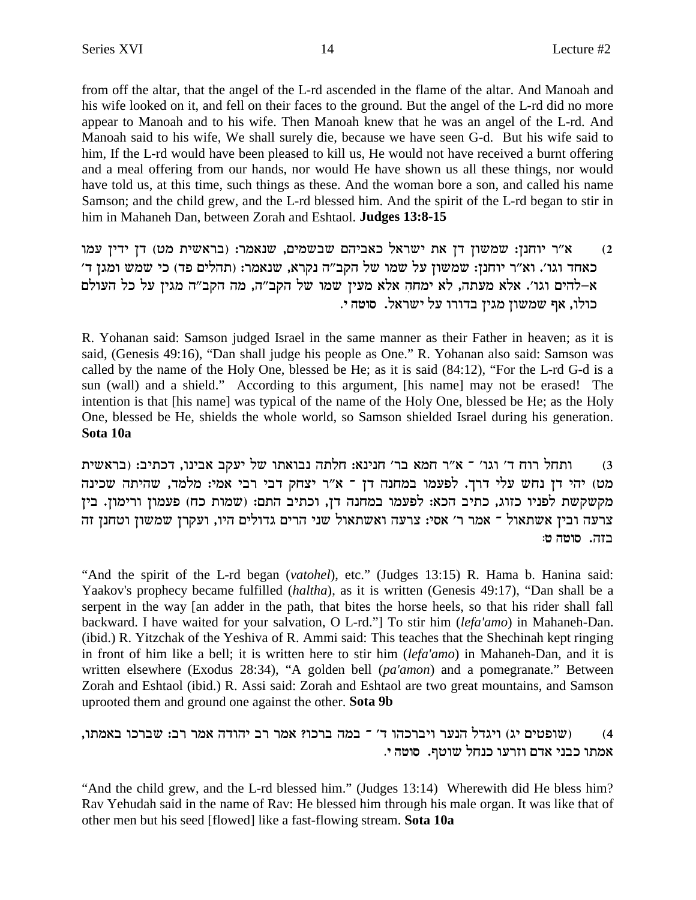from off the altar, that the angel of the L-rd ascended in the flame of the altar. And Manoah and his wife looked on it, and fell on their faces to the ground. But the angel of the L-rd did no more appear to Manoah and to his wife. Then Manoah knew that he was an angel of the L-rd. And Manoah said to his wife, We shall surely die, because we have seen G-d. But his wife said to him, If the L-rd would have been pleased to kill us, He would not have received a burnt offering and a meal offering from our hands, nor would He have shown us all these things, nor would have told us, at this time, such things as these. And the woman bore a son, and called his name Samson; and the child grew, and the L-rd blessed him. And the spirit of the L-rd began to stir in him in Mahaneh Dan, between Zorah and Eshtaol. **Judges 13:8-15**

2) א"ר יוחנן: שמשון דן את ישראל כאביהם שבשמים, שנאמר: (בראשית מט) דן ידין עמו כאחד וגו'. וא"ר יוחנן: שמשון על שמו של הקב"ה נקרא, שנאמר: (תהלים פד) כי שמש ומגן ד' א–להים וגו'. אלא מעתה, לא ימחה אלא מעין שמו של הקב"ה, מה הקב"ה מגין על כל העולם כולו, אף שמשון מגין בדורו על ישראל. **סוטה י.**

R. Yohanan said: Samson judged Israel in the same manner as their Father in heaven; as it is said, (Genesis 49:16), "Dan shall judge his people as One." R. Yohanan also said: Samson was called by the name of the Holy One, blessed be He; as it is said (84:12), "For the L-rd G-d is a sun (wall) and a shield." According to this argument, [his name] may not be erased! The intention is that [his name] was typical of the name of the Holy One, blessed be He; as the Holy One, blessed be He, shields the whole world, so Samson shielded Israel during his generation. **Sota 10a**

3) ותחל רוח ד' וגו' - א"ר חמא בר' חנינא: חלתה נבואתו של יעקב אבינו, דכתיב: (בראשית מט) יהי דן נחש עלי דרך. לפעמו במחנה דן - א"ר יצחק דבי רבי אמי: מלמד, שהיתה שכינה מקשקשת לפניו כזוג, כתיב הכא: לפעמו במחנה דן, וכתיב התם: (שמות כח) פעמון ורימון. בין צרעה ובין אשתאול - אמר ר' אסי: צרעה ואשתאול שני הרים גדולים היו, ועקרן שמשון וטחנן זה בזה. **סוטה ט:**

"And the spirit of the L-rd began (*vatohel*), etc." (Judges 13:15) R. Hama b. Hanina said: Yaakov's prophecy became fulfilled (*haltha*), as it is written (Genesis 49:17), "Dan shall be a serpent in the way [an adder in the path, that bites the horse heels, so that his rider shall fall backward. I have waited for your salvation, O L-rd."] To stir him (*lefa'amo*) in Mahaneh-Dan. (ibid.) R. Yitzchak of the Yeshiva of R. Ammi said: This teaches that the Shechinah kept ringing in front of him like a bell; it is written here to stir him (*lefa'amo*) in Mahaneh-Dan, and it is written elsewhere (Exodus 28:34), "A golden bell (*pa'amon*) and a pomegranate." Between Zorah and Eshtaol (ibid.) R. Assi said: Zorah and Eshtaol are two great mountains, and Samson uprooted them and ground one against the other. **Sota 9b**

4) (שופטים יג) ויגדל הנער ויברכהו ד' - במה ברכו? אמר רב יהודה אמר רב: שברכו באמתו, אמתו כבני אדם וזרעו כנחל שוטף. **סוטה י.**

"And the child grew, and the L-rd blessed him." (Judges 13:14) Wherewith did He bless him? Rav Yehudah said in the name of Rav: He blessed him through his male organ. It was like that of other men but his seed [flowed] like a fast-flowing stream. **Sota 10a**